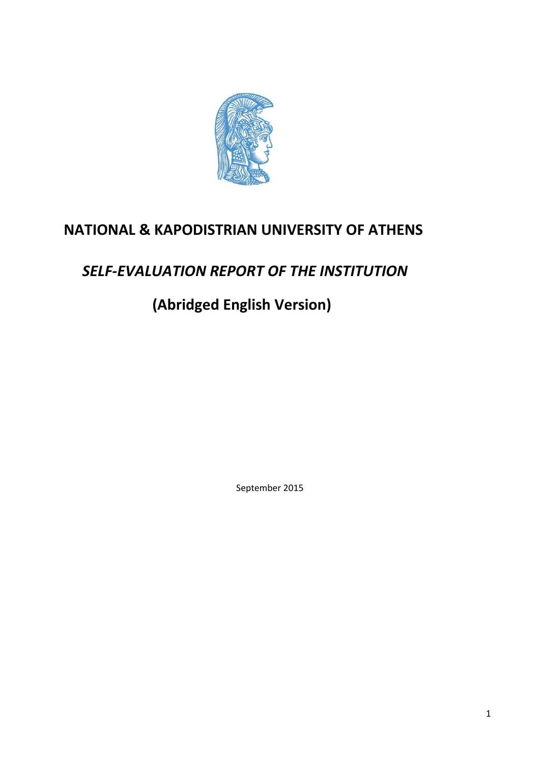# NATIONAL & KAPODISTRIAN UNIVERSITY OF ATHENS

## *SELF-EVALUATION REPORT OF THE INSTITUTION*

## (Abridged English Version)

September 2015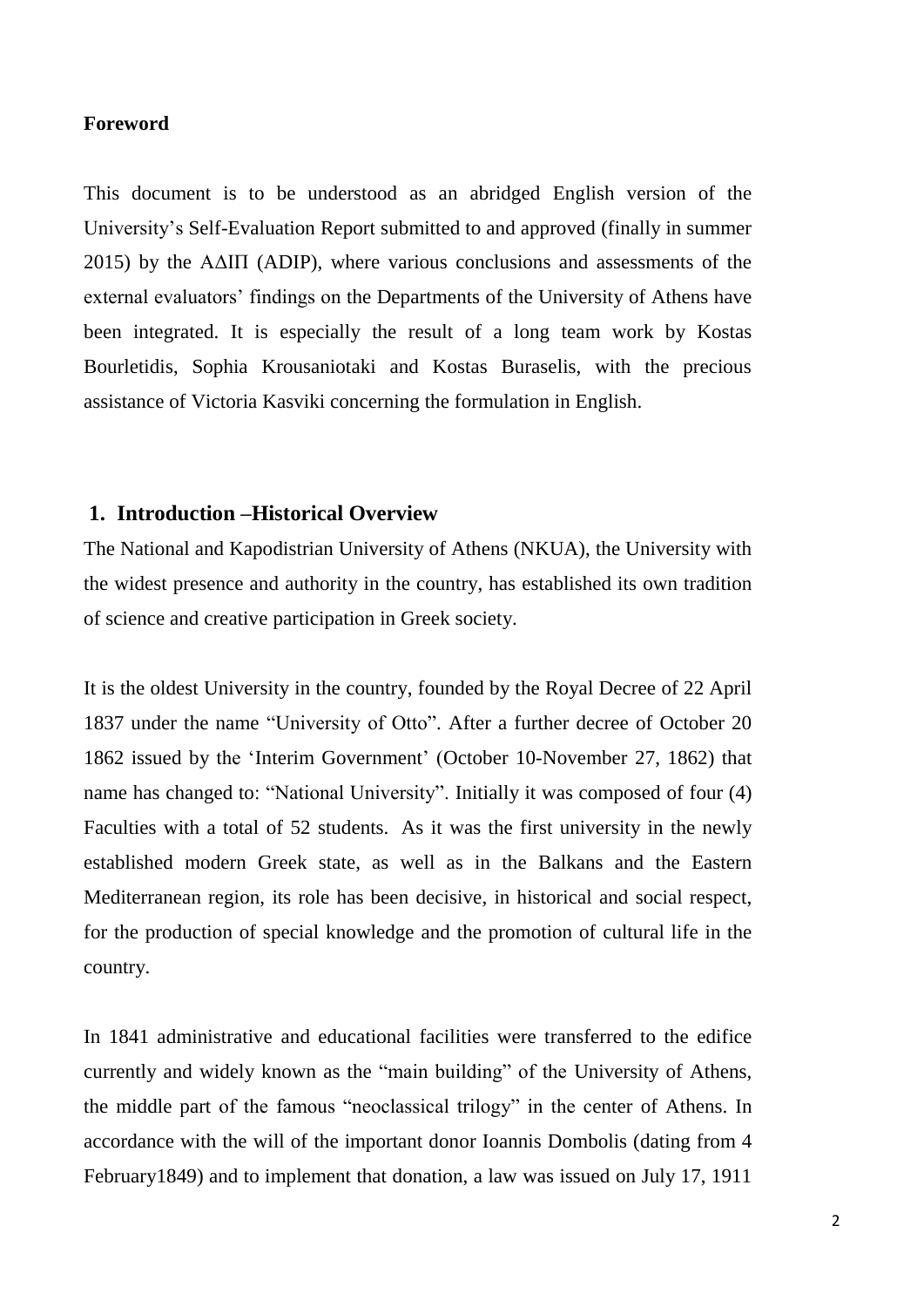**Foreword**

This document is to be understood as an abridged English version of the University's Self-Evaluation Report submitted to and approved (finally in summer 2015) by the ΑΔΙΠ (ADIP), where various conclusions and assessments of the external evaluators' findings on the Departments of the University of Athens have been integrated. It is especially the result of a long team work by Kostas Bourletidis, Sophia Krousaniotaki and Kostas Buraselis, with the precious assistance of Victoria Kasviki concerning the formulation in English.

## 1. Introduction –Historical Overview

The National and Kapodistrian University of Athens (NKUA), the University with the widest presence and authority in the country, has established its own tradition of science and creative participation in Greek society.

It is the oldest University in the country, founded by the Royal Decree of 22 April 1837 under the name "University of Otto". After a further decree of October 20 1862 issued by the 'Interim Government' (October 10-November 27, 1862) that name has changed to: "National University". Initially it was composed of four (4) Faculties with a total of 52 students. As it was the first university in the newly established modern Greek state, as well as in the Balkans and the Eastern Mediterranean region, its role has been decisive, in historical and social respect, for the production of special knowledge and the promotion of cultural life in the country.

In 1841 administrative and educational facilities were transferred to the edifice currently and widely known as the "main building" of the University of Athens, the middle part of the famous "neoclassical trilogy" in the center of Athens. In accordance with the will of the important donor Ioannis Dombolis (dating from 4 February1849) and to implement that donation, a law was issued on July 17, 1911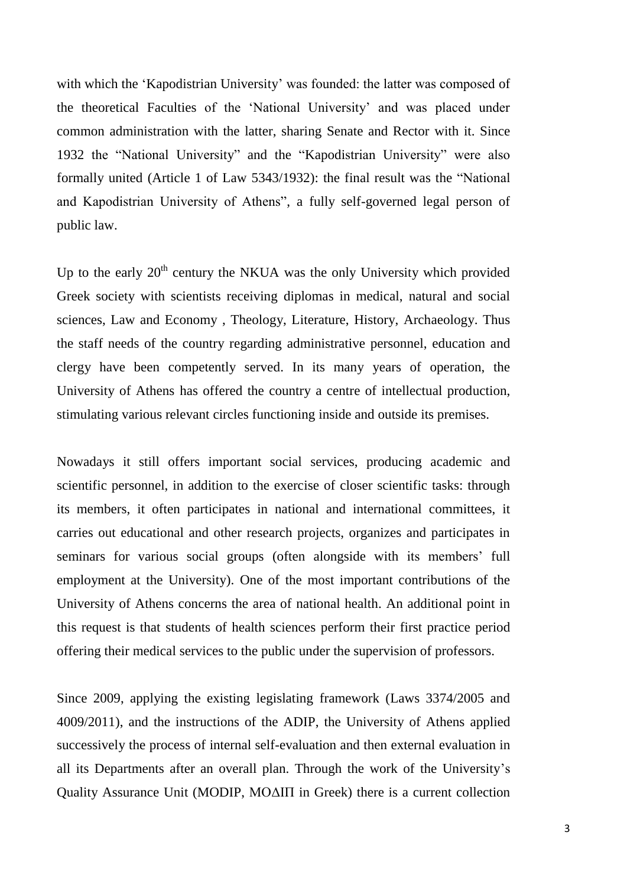with which the 'Kapodistrian University' was founded: the latter was composed of the theoretical Faculties of the 'National University' and was placed under common administration with the latter, sharing Senate and Rector with it. Since 1932 the "National University" and the "Kapodistrian University" were also formally united (Article 1 of Law 5343/1932): the final result was the "National and Kapodistrian University of Athens", a fully self-governed legal person of public law.

Up to the early 20th century the NKUA was the only University which provided Greek society with scientists receiving diplomas in medical, natural and social sciences, Law and Economy , Theology, Literature, History, Archaeology. Thus the staff needs of the country regarding administrative personnel, education and clergy have been competently served. In its many years of operation, the University of Athens has offered the country a centre of intellectual production, stimulating various relevant circles functioning inside and outside its premises.

Nowadays it still offers important social services, producing academic and scientific personnel, in addition to the exercise of closer scientific tasks: through its members, it often participates in national and international committees, it carries out educational and other research projects, organizes and participates in seminars for various social groups (often alongside with its members' full employment at the University). One of the most important contributions of the University of Athens concerns the area of national health. An additional point in this request is that students of health sciences perform their first practice period offering their medical services to the public under the supervision of professors.

Since 2009, applying the existing legislating framework (Laws 3374/2005 and 4009/2011), and the instructions of the ADIP, the University of Athens applied successively the process of internal self-evaluation and then external evaluation in all its Departments after an overall plan. Through the work of the University's Quality Assurance Unit (MODIP, ΜΟΔΙΠ in Greek) there is a current collection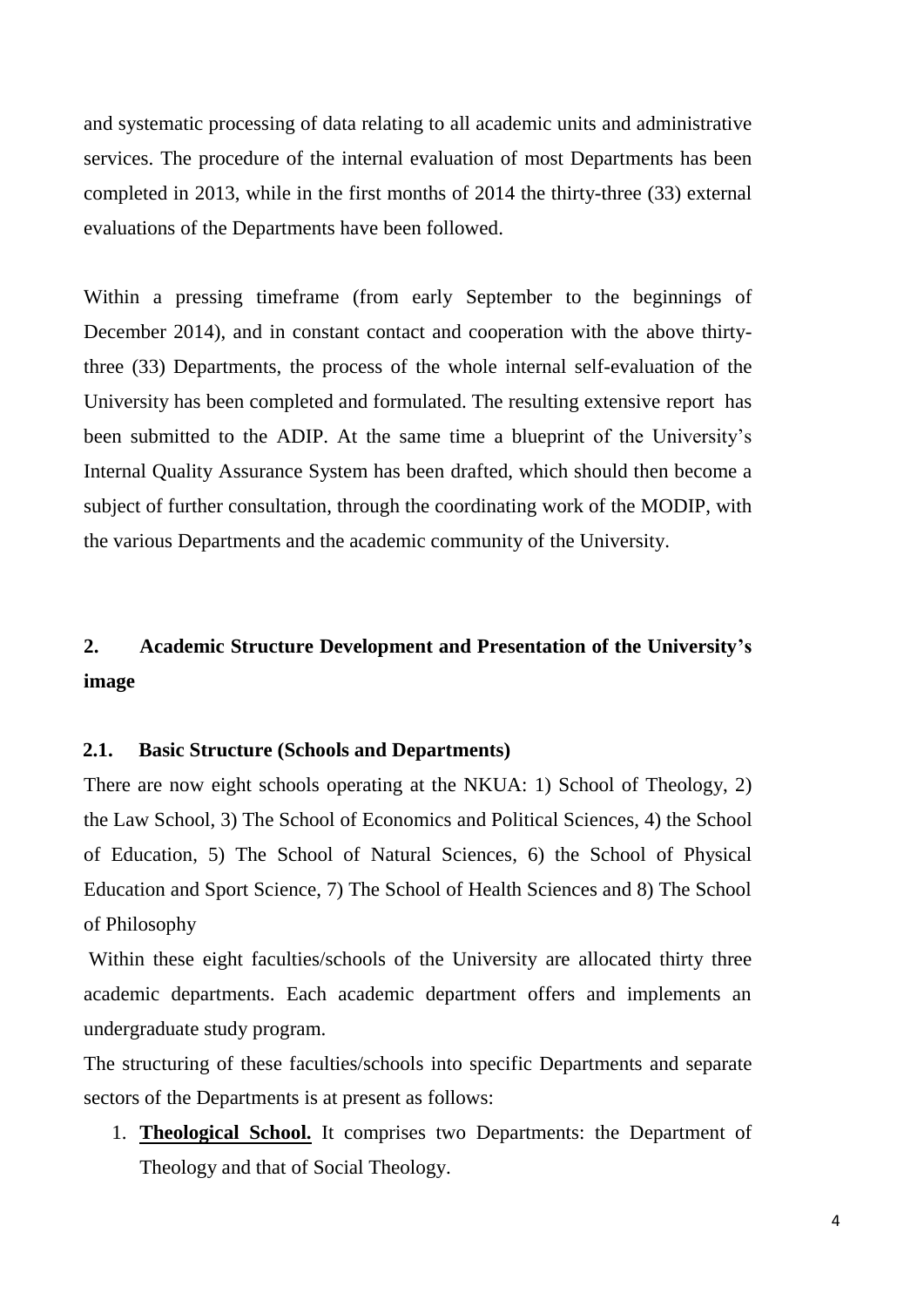and systematic processing of data relating to all academic units and administrative services. The procedure of the internal evaluation of most Departments has been completed in 2013, while in the first months of 2014 the thirty-three (33) external evaluations of the Departments have been followed.

Within a pressing timeframe (from early September to the beginnings of December 2014), and in constant contact and cooperation with the above thirty-three (33) Departments, the process of the whole internal self-evaluation of the University has been completed and formulated. The resulting extensive report has been submitted to the ADIP. At the same time a blueprint of the University's Internal Quality Assurance System has been drafted, which should then become a subject of further consultation, through the coordinating work of the MODIP, with the various Departments and the academic community of the University.

## 2. Academic Structure Development and Presentation of the University's image

### 2.1. Basic Structure (Schools and Departments)

There are now eight schools operating at the NKUA: 1) School of Theology, 2) the Law School, 3) The School of Economics and Political Sciences, 4) the School of Education, 5) The School of Natural Sciences, 6) the School of Physical Education and Sport Science, 7) The School of Health Sciences and 8) The School of Philosophy

Within these eight faculties/schools of the University are allocated thirty three academic departments. Each academic department offers and implements an undergraduate study program.

The structuring of these faculties/schools into specific Departments and separate sectors of the Departments is at present as follows:

1. **Theological School.** It comprises two Departments: the Department of Theology and that of Social Theology.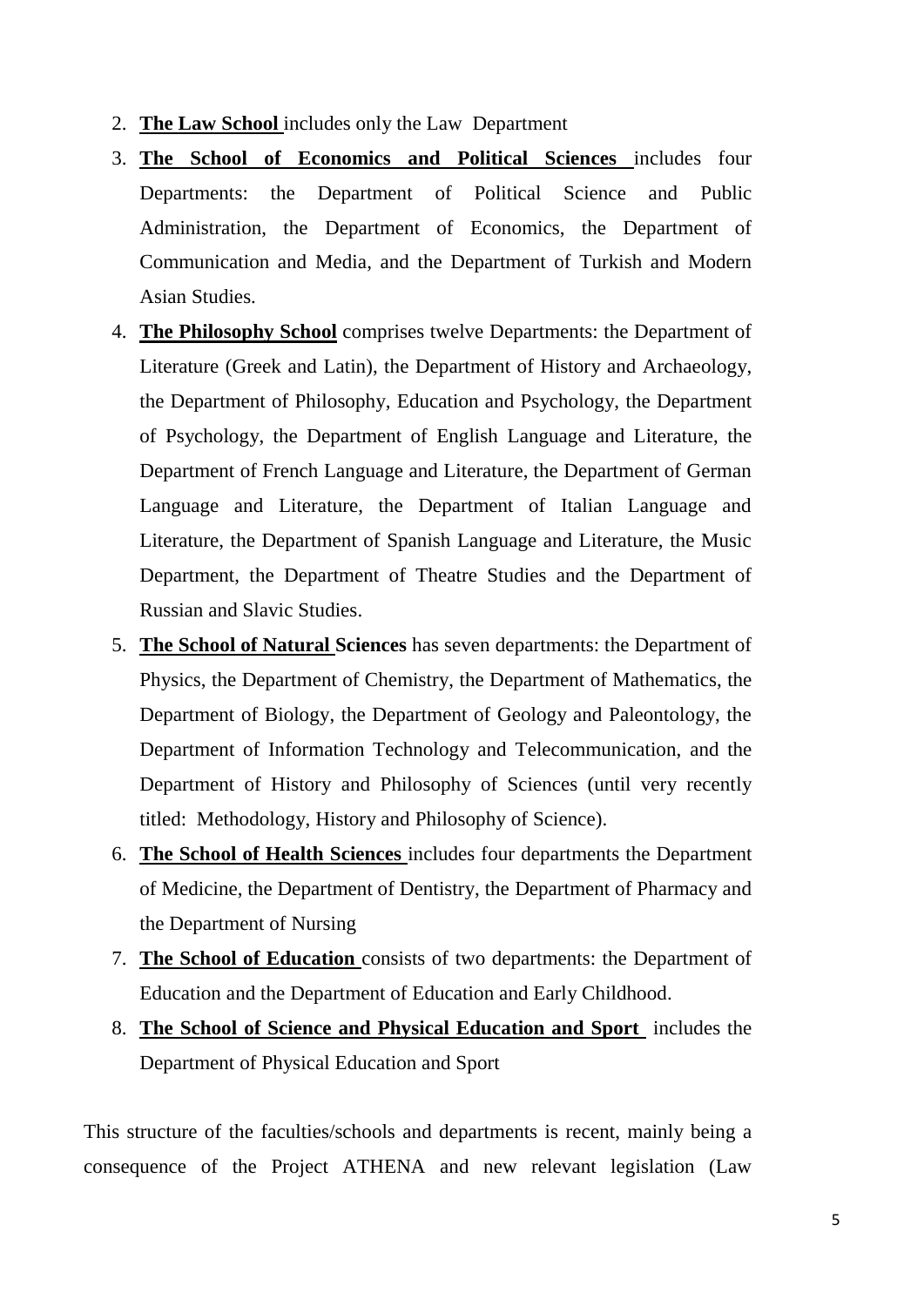2. **The Law School** includes only the Law Department
3. **The School of Economics and Political Sciences** includes four Departments: the Department of Political Science and Public Administration, the Department of Economics, the Department of Communication and Media, and the Department of Turkish and Modern Asian Studies.
4. **The Philosophy School** comprises twelve Departments: the Department of Literature (Greek and Latin), the Department of History and Archaeology, the Department of Philosophy, Education and Psychology, the Department of Psychology, the Department of English Language and Literature, the Department of French Language and Literature, the Department of German Language and Literature, the Department of Italian Language and Literature, the Department of Spanish Language and Literature, the Music Department, the Department of Theatre Studies and the Department of Russian and Slavic Studies.
5. **The School of Natural Sciences** has seven departments: the Department of Physics, the Department of Chemistry, the Department of Mathematics, the Department of Biology, the Department of Geology and Paleontology, the Department of Information Technology and Telecommunication, and the Department of History and Philosophy of Sciences (until very recently titled: Methodology, History and Philosophy of Science).
6. **The School of Health Sciences** includes four departments the Department of Medicine, the Department of Dentistry, the Department of Pharmacy and the Department of Nursing
7. **The School of Education** consists of two departments: the Department of Education and the Department of Education and Early Childhood.
8. **The School of Science and Physical Education and Sport** includes the Department of Physical Education and Sport

This structure of the faculties/schools and departments is recent, mainly being a consequence of the Project ATHENA and new relevant legislation (Law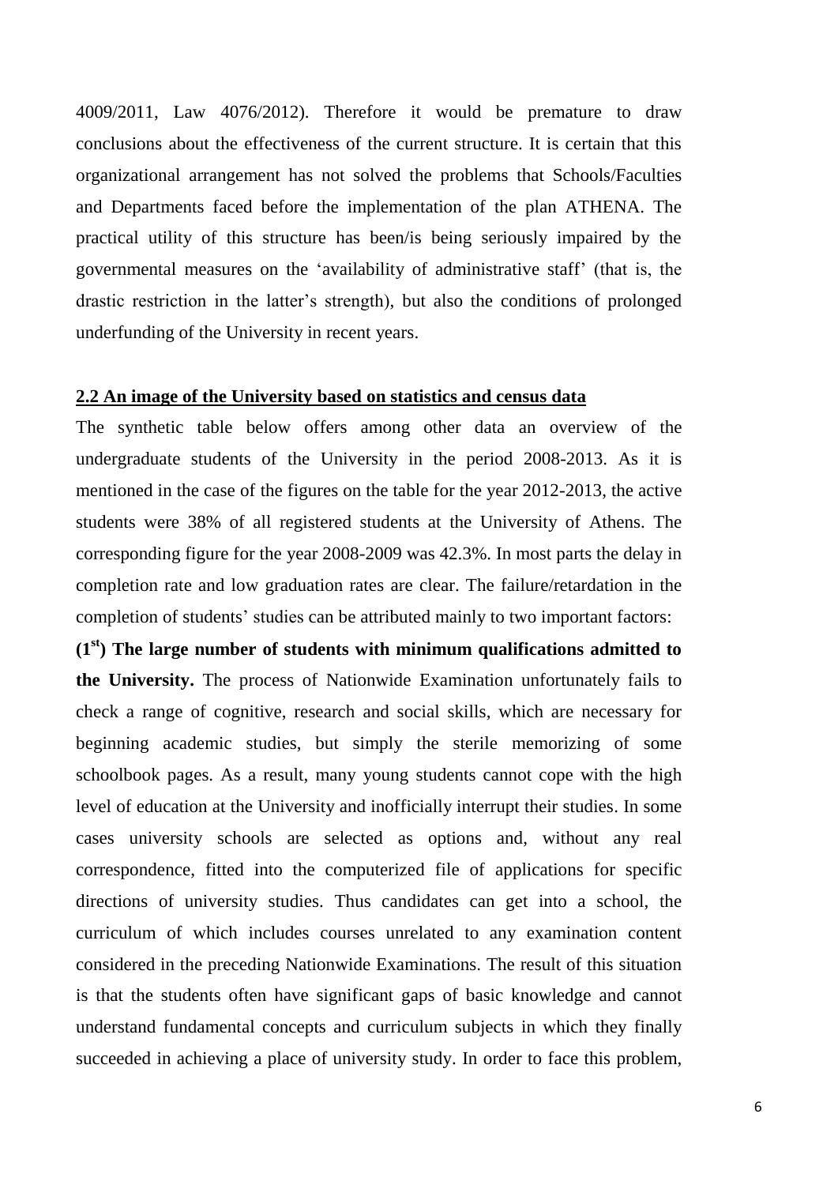4009/2011, Law 4076/2012). Therefore it would be premature to draw conclusions about the effectiveness of the current structure. It is certain that this organizational arrangement has not solved the problems that Schools/Faculties and Departments faced before the implementation of the plan ATHENA. The practical utility of this structure has been/is being seriously impaired by the governmental measures on the 'availability of administrative staff' (that is, the drastic restriction in the latter's strength), but also the conditions of prolonged underfunding of the University in recent years.

## 2.2 An image of the University based on statistics and census data

The synthetic table below offers among other data an overview of the undergraduate students of the University in the period 2008-2013. As it is mentioned in the case of the figures on the table for the year 2012-2013, the active students were 38% of all registered students at the University of Athens. The corresponding figure for the year 2008-2009 was 42.3%. In most parts the delay in completion rate and low graduation rates are clear. The failure/retardation in the completion of students' studies can be attributed mainly to two important factors:

**(1st) The large number of students with minimum qualifications admitted to the University.** The process of Nationwide Examination unfortunately fails to check a range of cognitive, research and social skills, which are necessary for beginning academic studies, but simply the sterile memorizing of some schoolbook pages. As a result, many young students cannot cope with the high level of education at the University and inofficially interrupt their studies. In some cases university schools are selected as options and, without any real correspondence, fitted into the computerized file of applications for specific directions of university studies. Thus candidates can get into a school, the curriculum of which includes courses unrelated to any examination content considered in the preceding Nationwide Examinations. The result of this situation is that the students often have significant gaps of basic knowledge and cannot understand fundamental concepts and curriculum subjects in which they finally succeeded in achieving a place of university study. In order to face this problem,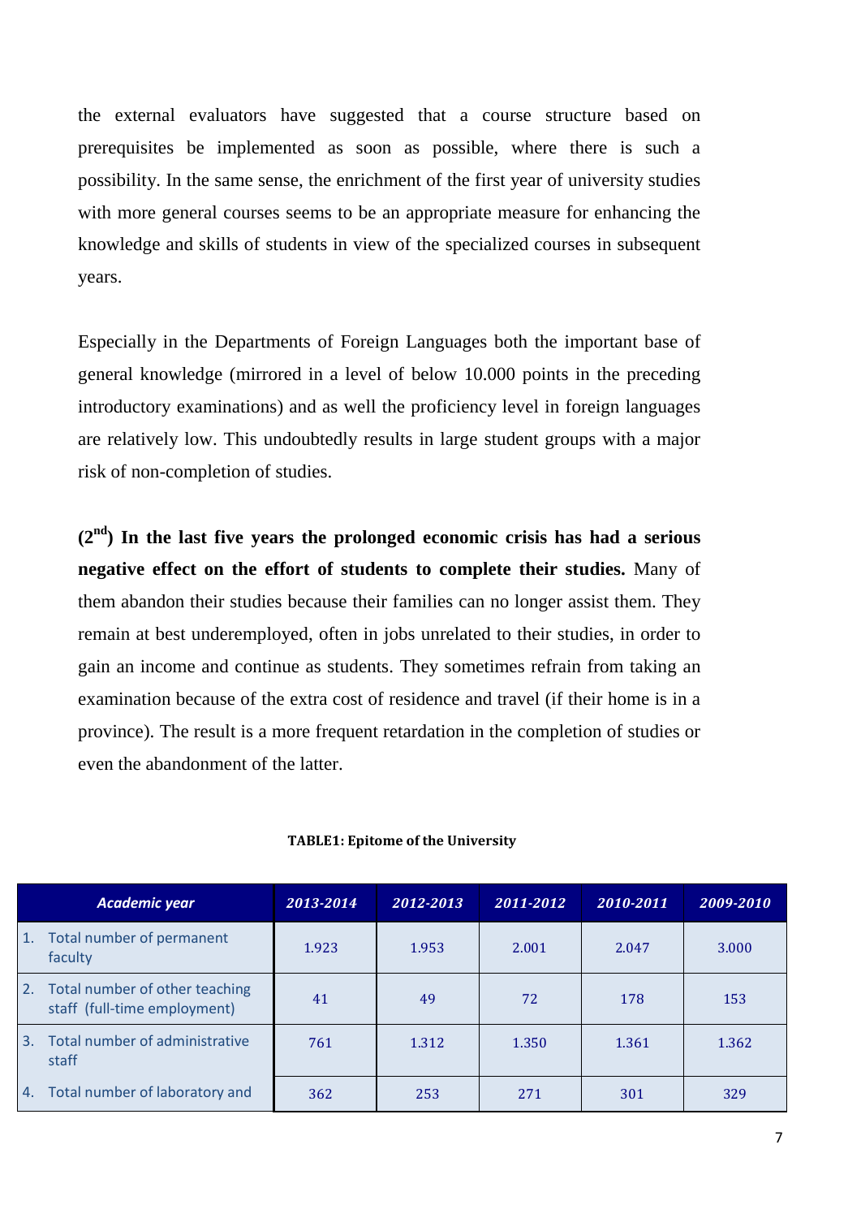the external evaluators have suggested that a course structure based on prerequisites be implemented as soon as possible, where there is such a possibility. In the same sense, the enrichment of the first year of university studies with more general courses seems to be an appropriate measure for enhancing the knowledge and skills of students in view of the specialized courses in subsequent years.

Especially in the Departments of Foreign Languages both the important base of general knowledge (mirrored in a level of below 10.000 points in the preceding introductory examinations) and as well the proficiency level in foreign languages are relatively low. This undoubtedly results in large student groups with a major risk of non-completion of studies.

**(2nd) In the last five years the prolonged economic crisis has had a serious negative effect on the effort of students to complete their studies.** Many of them abandon their studies because their families can no longer assist them. They remain at best underemployed, often in jobs unrelated to their studies, in order to gain an income and continue as students. They sometimes refrain from taking an examination because of the extra cost of residence and travel (if their home is in a province). The result is a more frequent retardation in the completion of studies or even the abandonment of the latter.

**TABLE1: Epitome of the University**

| *Academic year* | *2013-2014* | *2012-2013* | *2011-2012* | *2010-2011* | *2009-2010* |
|---|---|---|---|---|---|
| 1. Total number of permanent faculty | 1.923 | 1.953 | 2.001 | 2.047 | 3.000 |
| 2. Total number of other teaching staff (full-time employment) | 41 | 49 | 72 | 178 | 153 |
| 3. Total number of administrative staff | 761 | 1.312 | 1.350 | 1.361 | 1.362 |
| 4. Total number of laboratory and | 362 | 253 | 271 | 301 | 329 |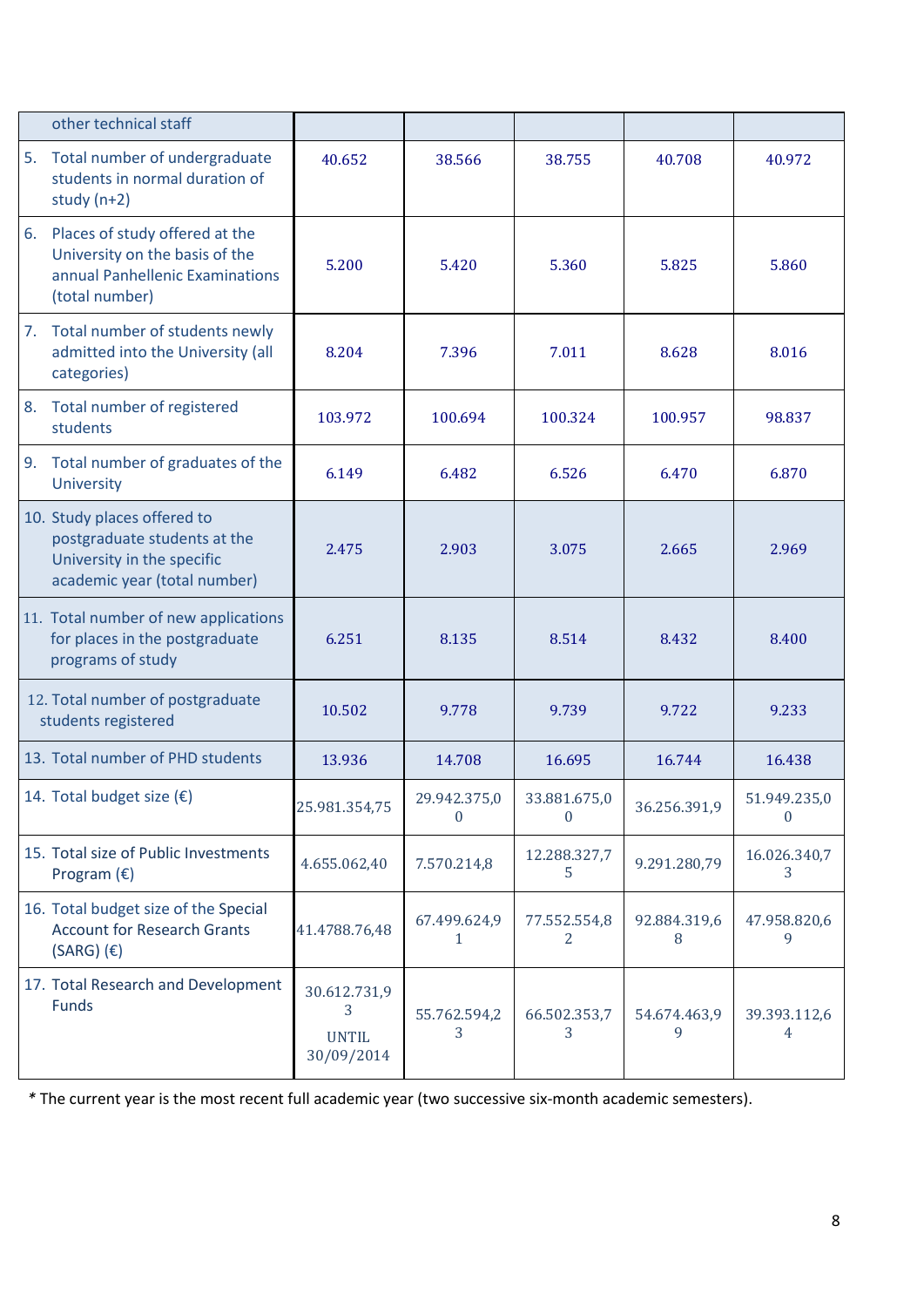| other technical staff | | | | | |
|---|---|---|---|---|---|
| 5. Total number of undergraduate students in normal duration of study (n+2) | 40.652 | 38.566 | 38.755 | 40.708 | 40.972 |
| 6. Places of study offered at the University on the basis of the annual Panhellenic Examinations (total number) | 5.200 | 5.420 | 5.360 | 5.825 | 5.860 |
| 7. Total number of students newly admitted into the University (all categories) | 8.204 | 7.396 | 7.011 | 8.628 | 8.016 |
| 8. Total number of registered students | 103.972 | 100.694 | 100.324 | 100.957 | 98.837 |
| 9. Total number of graduates of the University | 6.149 | 6.482 | 6.526 | 6.470 | 6.870 |
| 10. Study places offered to postgraduate students at the University in the specific academic year (total number) | 2.475 | 2.903 | 3.075 | 2.665 | 2.969 |
| 11. Total number of new applications for places in the postgraduate programs of study | 6.251 | 8.135 | 8.514 | 8.432 | 8.400 |
| 12. Total number of postgraduate students registered | 10.502 | 9.778 | 9.739 | 9.722 | 9.233 |
| 13. Total number of PHD students | 13.936 | 14.708 | 16.695 | 16.744 | 16.438 |
| 14. Total budget size (€) | 25.981.354,75 | 29.942.375,00 | 33.881.675,00 | 36.256.391,9 | 51.949.235,00 |
| 15. Total size of Public Investments Program (€) | 4.655.062,40 | 7.570.214,8 | 12.288.327,75 | 9.291.280,79 | 16.026.340,73 |
| 16. Total budget size of the Special Account for Research Grants (SARG) (€) | 41.4788.76,48 | 67.499.624,91 | 77.552.554,82 | 92.884.319,68 | 47.958.820,69 |
| 17. Total Research and Development Funds | 30.612.731,93 UNTIL 30/09/2014 | 55.762.594,23 | 66.502.353,73 | 54.674.463,99 | 39.393.112,64 |

* The current year is the most recent full academic year (two successive six-month academic semesters).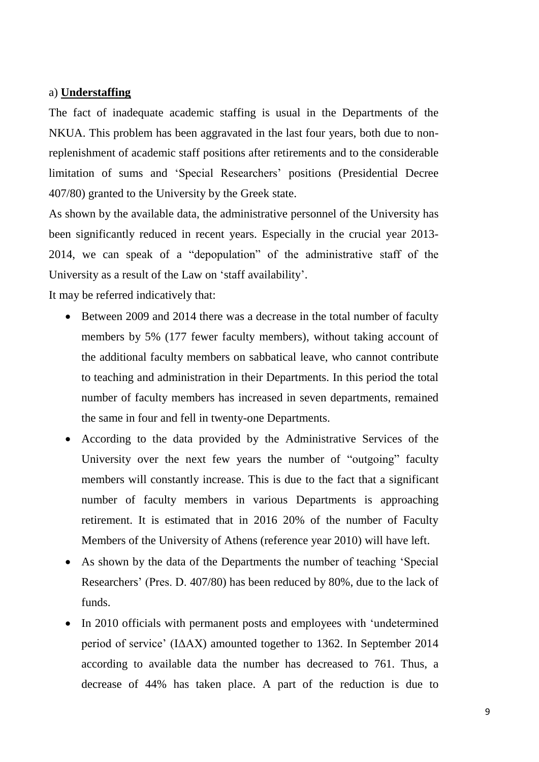a) **Understaffing**

The fact of inadequate academic staffing is usual in the Departments of the NKUA. This problem has been aggravated in the last four years, both due to non-replenishment of academic staff positions after retirements and to the considerable limitation of sums and 'Special Researchers' positions (Presidential Decree 407/80) granted to the University by the Greek state.

As shown by the available data, the administrative personnel of the University has been significantly reduced in recent years. Especially in the crucial year 2013-2014, we can speak of a "depopulation" of the administrative staff of the University as a result of the Law on 'staff availability'.

It may be referred indicatively that:

- Between 2009 and 2014 there was a decrease in the total number of faculty members by 5% (177 fewer faculty members), without taking account of the additional faculty members on sabbatical leave, who cannot contribute to teaching and administration in their Departments. In this period the total number of faculty members has increased in seven departments, remained the same in four and fell in twenty-one Departments.
- According to the data provided by the Administrative Services of the University over the next few years the number of "outgoing" faculty members will constantly increase. This is due to the fact that a significant number of faculty members in various Departments is approaching retirement. It is estimated that in 2016 20% of the number of Faculty Members of the University of Athens (reference year 2010) will have left.
- As shown by the data of the Departments the number of teaching 'Special Researchers' (Pres. D. 407/80) has been reduced by 80%, due to the lack of funds.
- In 2010 officials with permanent posts and employees with 'undetermined period of service' (ΙΔΑΧ) amounted together to 1362. In September 2014 according to available data the number has decreased to 761. Thus, a decrease of 44% has taken place. A part of the reduction is due to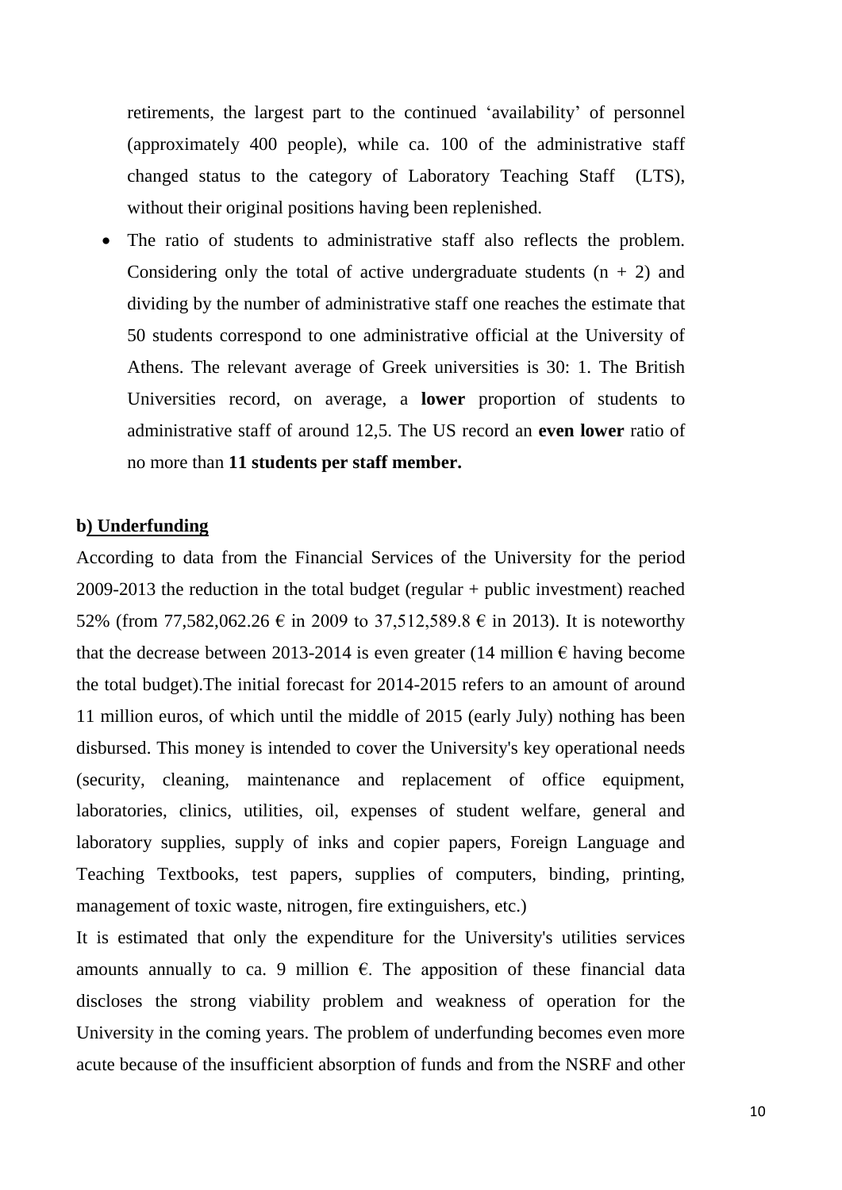retirements, the largest part to the continued 'availability' of personnel (approximately 400 people), while ca. 100 of the administrative staff changed status to the category of Laboratory Teaching Staff (LTS), without their original positions having been replenished.

- The ratio of students to administrative staff also reflects the problem. Considering only the total of active undergraduate students (n + 2) and dividing by the number of administrative staff one reaches the estimate that 50 students correspond to one administrative official at the University of Athens. The relevant average of Greek universities is 30: 1. The British Universities record, on average, a **lower** proportion of students to administrative staff of around 12,5. The US record an **even lower** ratio of no more than **11 students per staff member.**

**b) Underfunding**

According to data from the Financial Services of the University for the period 2009-2013 the reduction in the total budget (regular + public investment) reached 52% (from 77,582,062.26 € in 2009 to 37,512,589.8 € in 2013). It is noteworthy that the decrease between 2013-2014 is even greater (14 million € having become the total budget).The initial forecast for 2014-2015 refers to an amount of around 11 million euros, of which until the middle of 2015 (early July) nothing has been disbursed. This money is intended to cover the University's key operational needs (security, cleaning, maintenance and replacement of office equipment, laboratories, clinics, utilities, oil, expenses of student welfare, general and laboratory supplies, supply of inks and copier papers, Foreign Language and Teaching Textbooks, test papers, supplies of computers, binding, printing, management of toxic waste, nitrogen, fire extinguishers, etc.)

It is estimated that only the expenditure for the University's utilities services amounts annually to ca. 9 million €. The apposition of these financial data discloses the strong viability problem and weakness of operation for the University in the coming years. The problem of underfunding becomes even more acute because of the insufficient absorption of funds and from the NSRF and other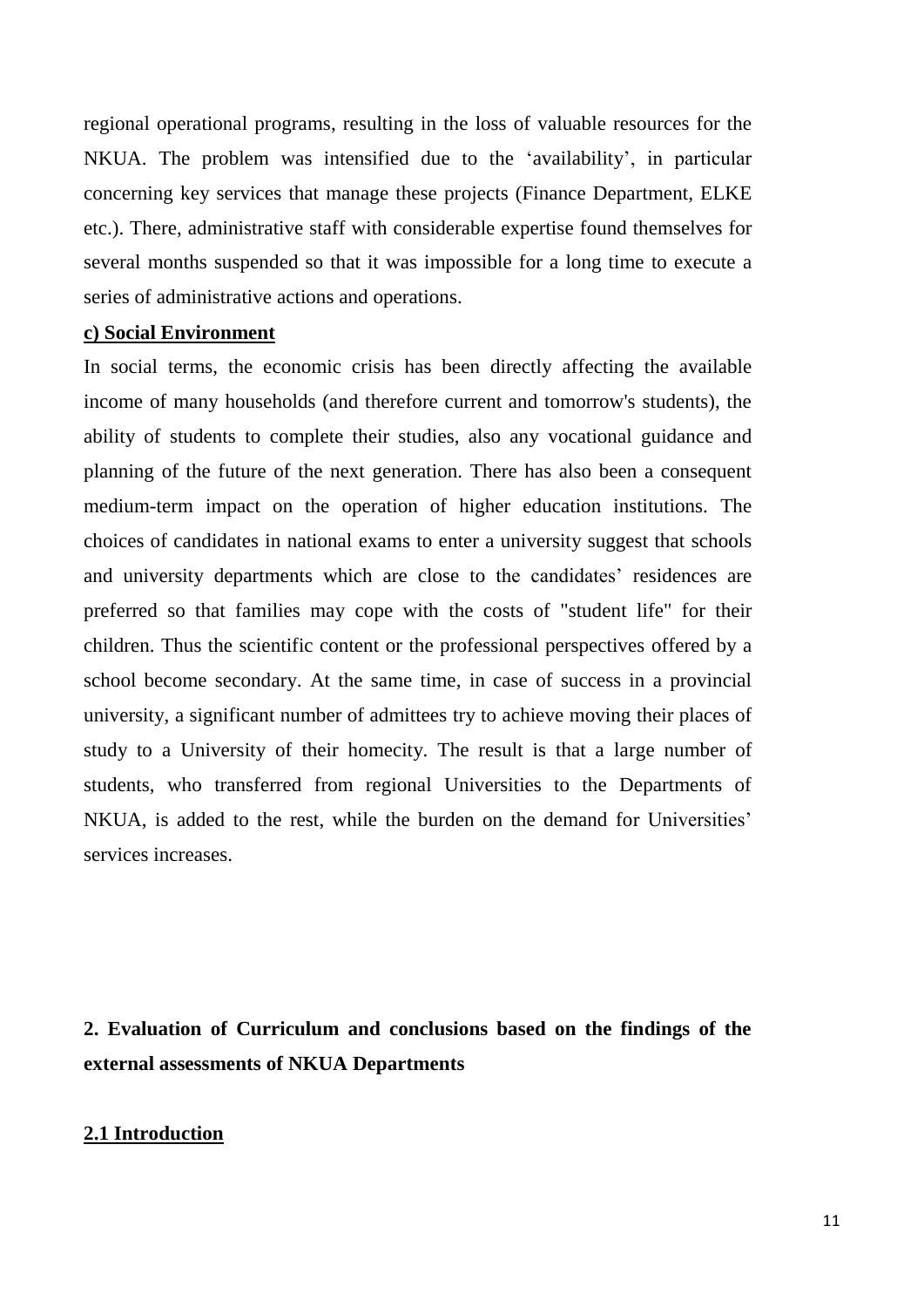regional operational programs, resulting in the loss of valuable resources for the NKUA. The problem was intensified due to the ‘availability’, in particular concerning key services that manage these projects (Finance Department, ELKE etc.). There, administrative staff with considerable expertise found themselves for several months suspended so that it was impossible for a long time to execute a series of administrative actions and operations.

**c) Social Environment**

In social terms, the economic crisis has been directly affecting the available income of many households (and therefore current and tomorrow's students), the ability of students to complete their studies, also any vocational guidance and planning of the future of the next generation. There has also been a consequent medium-term impact on the operation of higher education institutions. The choices of candidates in national exams to enter a university suggest that schools and university departments which are close to the candidates’ residences are preferred so that families may cope with the costs of "student life" for their children. Thus the scientific content or the professional perspectives offered by a school become secondary. At the same time, in case of success in a provincial university, a significant number of admittees try to achieve moving their places of study to a University of their homecity. The result is that a large number of students, who transferred from regional Universities to the Departments of NKUA, is added to the rest, while the burden on the demand for Universities’ services increases.

## 2. Evaluation of Curriculum and conclusions based on the findings of the external assessments of NKUA Departments

### 2.1 Introduction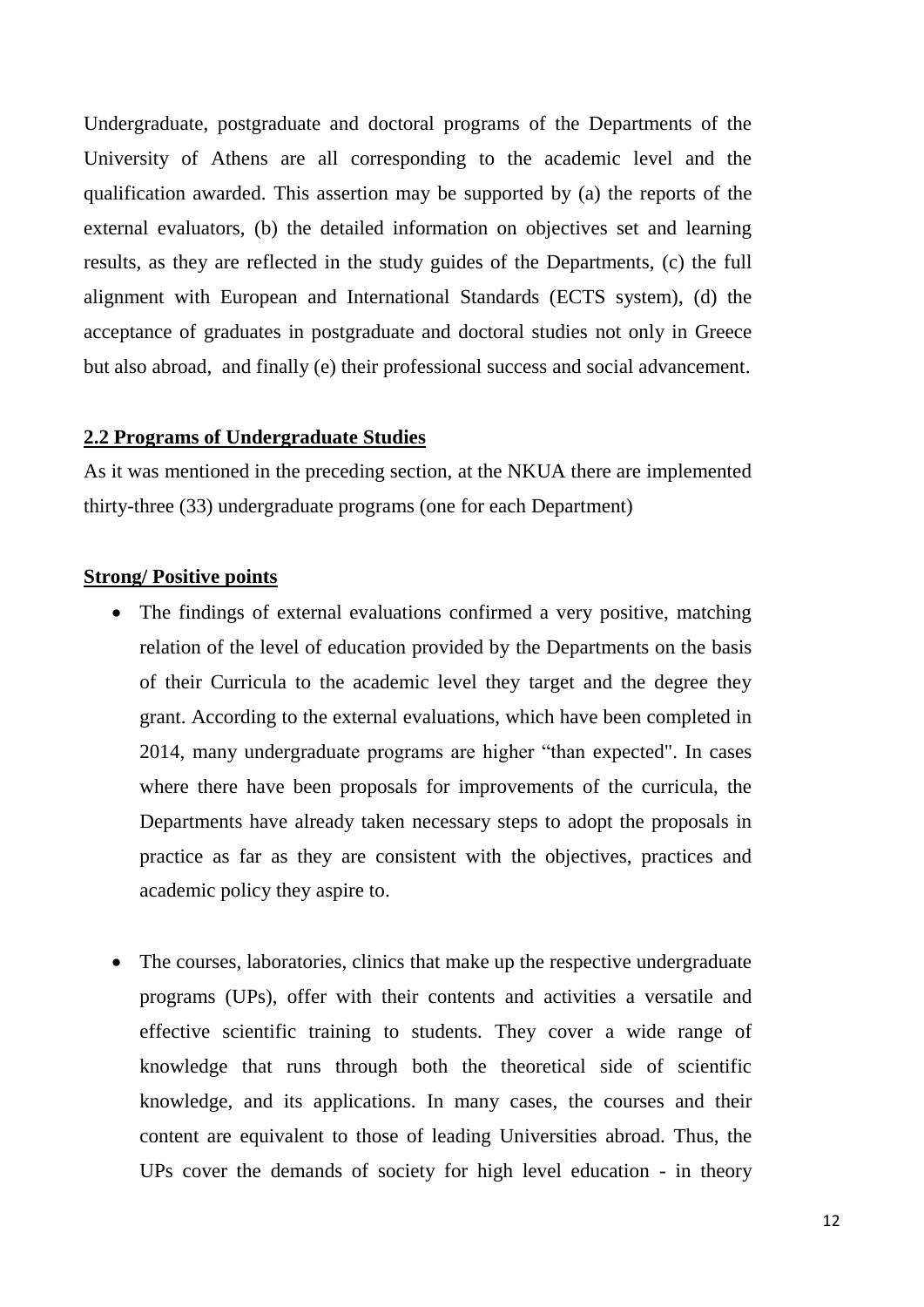Undergraduate, postgraduate and doctoral programs of the Departments of the University of Athens are all corresponding to the academic level and the qualification awarded. This assertion may be supported by (a) the reports of the external evaluators, (b) the detailed information on objectives set and learning results, as they are reflected in the study guides of the Departments, (c) the full alignment with European and International Standards (ECTS system), (d) the acceptance of graduates in postgraduate and doctoral studies not only in Greece but also abroad, and finally (e) their professional success and social advancement.

## 2.2 Programs of Undergraduate Studies

As it was mentioned in the preceding section, at the NKUA there are implemented thirty-three (33) undergraduate programs (one for each Department)

### Strong/ Positive points

- The findings of external evaluations confirmed a very positive, matching relation of the level of education provided by the Departments on the basis of their Curricula to the academic level they target and the degree they grant. According to the external evaluations, which have been completed in 2014, many undergraduate programs are higher "than expected". In cases where there have been proposals for improvements of the curricula, the Departments have already taken necessary steps to adopt the proposals in practice as far as they are consistent with the objectives, practices and academic policy they aspire to.

- The courses, laboratories, clinics that make up the respective undergraduate programs (UPs), offer with their contents and activities a versatile and effective scientific training to students. They cover a wide range of knowledge that runs through both the theoretical side of scientific knowledge, and its applications. In many cases, the courses and their content are equivalent to those of leading Universities abroad. Thus, the UPs cover the demands of society for high level education - in theory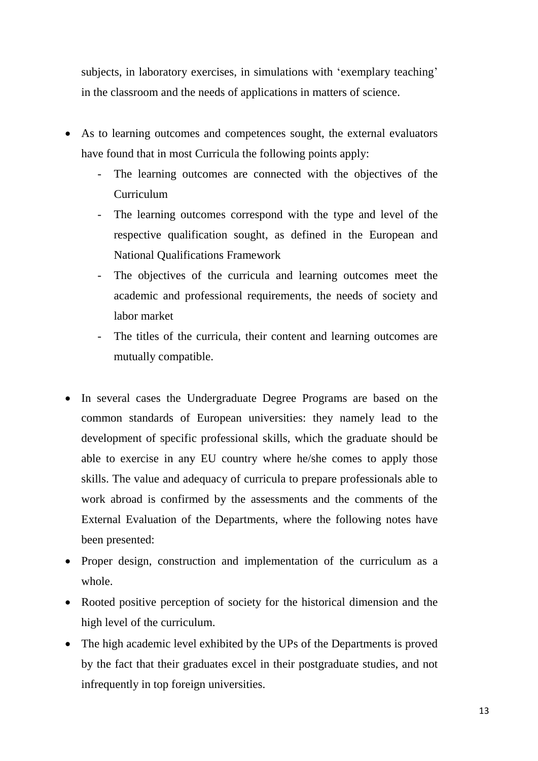subjects, in laboratory exercises, in simulations with 'exemplary teaching' in the classroom and the needs of applications in matters of science.

- As to learning outcomes and competences sought, the external evaluators have found that in most Curricula the following points apply:
  - The learning outcomes are connected with the objectives of the Curriculum
  - The learning outcomes correspond with the type and level of the respective qualification sought, as defined in the European and National Qualifications Framework
  - The objectives of the curricula and learning outcomes meet the academic and professional requirements, the needs of society and labor market
  - The titles of the curricula, their content and learning outcomes are mutually compatible.

- In several cases the Undergraduate Degree Programs are based on the common standards of European universities: they namely lead to the development of specific professional skills, which the graduate should be able to exercise in any EU country where he/she comes to apply those skills. The value and adequacy of curricula to prepare professionals able to work abroad is confirmed by the assessments and the comments of the External Evaluation of the Departments, where the following notes have been presented:
- Proper design, construction and implementation of the curriculum as a whole.
- Rooted positive perception of society for the historical dimension and the high level of the curriculum.
- The high academic level exhibited by the UPs of the Departments is proved by the fact that their graduates excel in their postgraduate studies, and not infrequently in top foreign universities.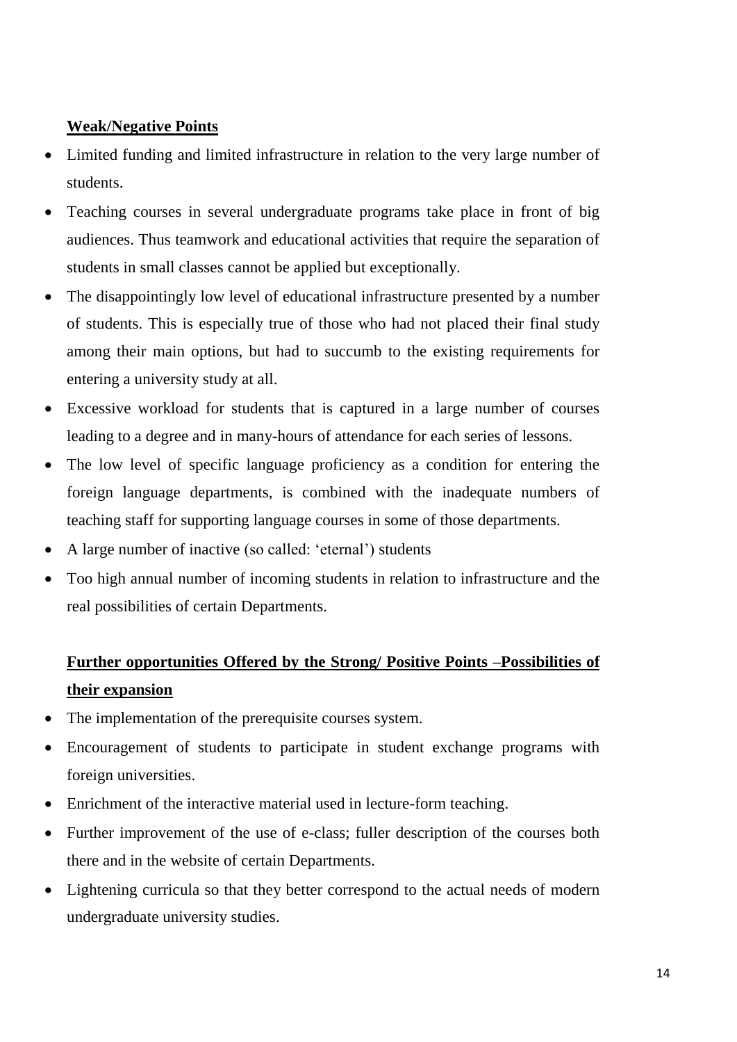**Weak/Negative Points**

- Limited funding and limited infrastructure in relation to the very large number of students.
- Teaching courses in several undergraduate programs take place in front of big audiences. Thus teamwork and educational activities that require the separation of students in small classes cannot be applied but exceptionally.
- The disappointingly low level of educational infrastructure presented by a number of students. This is especially true of those who had not placed their final study among their main options, but had to succumb to the existing requirements for entering a university study at all.
- Excessive workload for students that is captured in a large number of courses leading to a degree and in many-hours of attendance for each series of lessons.
- The low level of specific language proficiency as a condition for entering the foreign language departments, is combined with the inadequate numbers of teaching staff for supporting language courses in some of those departments.
- A large number of inactive (so called: 'eternal') students
- Too high annual number of incoming students in relation to infrastructure and the real possibilities of certain Departments.

**Further opportunities Offered by the Strong/ Positive Points –Possibilities of their expansion**

- The implementation of the prerequisite courses system.
- Encouragement of students to participate in student exchange programs with foreign universities.
- Enrichment of the interactive material used in lecture-form teaching.
- Further improvement of the use of e-class; fuller description of the courses both there and in the website of certain Departments.
- Lightening curricula so that they better correspond to the actual needs of modern undergraduate university studies.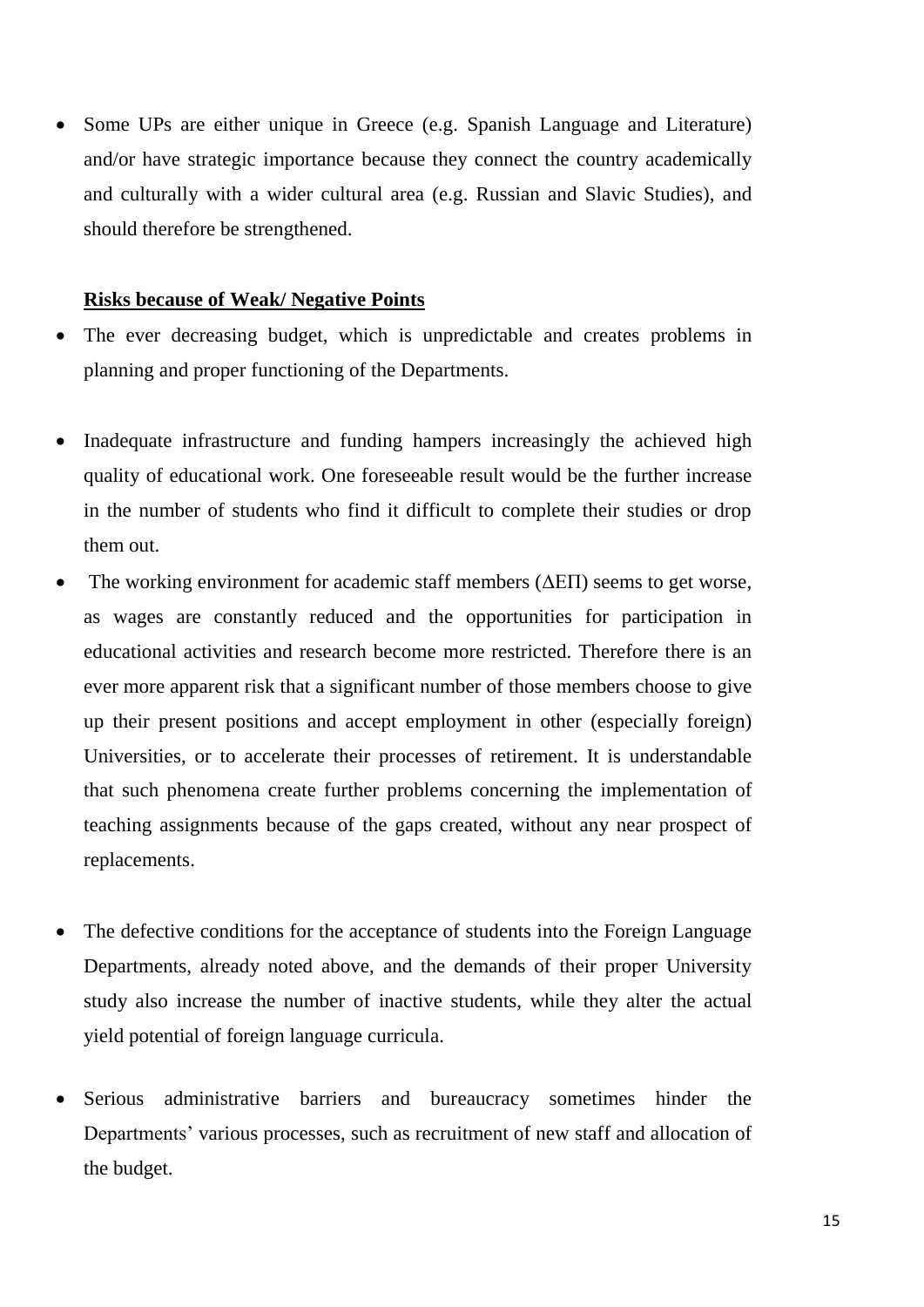- Some UPs are either unique in Greece (e.g. Spanish Language and Literature) and/or have strategic importance because they connect the country academically and culturally with a wider cultural area (e.g. Russian and Slavic Studies), and should therefore be strengthened.

**Risks because of Weak/ Negative Points**

- The ever decreasing budget, which is unpredictable and creates problems in planning and proper functioning of the Departments.
- Inadequate infrastructure and funding hampers increasingly the achieved high quality of educational work. One foreseeable result would be the further increase in the number of students who find it difficult to complete their studies or drop them out.
- The working environment for academic staff members (ΔΕΠ) seems to get worse, as wages are constantly reduced and the opportunities for participation in educational activities and research become more restricted. Therefore there is an ever more apparent risk that a significant number of those members choose to give up their present positions and accept employment in other (especially foreign) Universities, or to accelerate their processes of retirement. It is understandable that such phenomena create further problems concerning the implementation of teaching assignments because of the gaps created, without any near prospect of replacements.
- The defective conditions for the acceptance of students into the Foreign Language Departments, already noted above, and the demands of their proper University study also increase the number of inactive students, while they alter the actual yield potential of foreign language curricula.
- Serious administrative barriers and bureaucracy sometimes hinder the Departments' various processes, such as recruitment of new staff and allocation of the budget.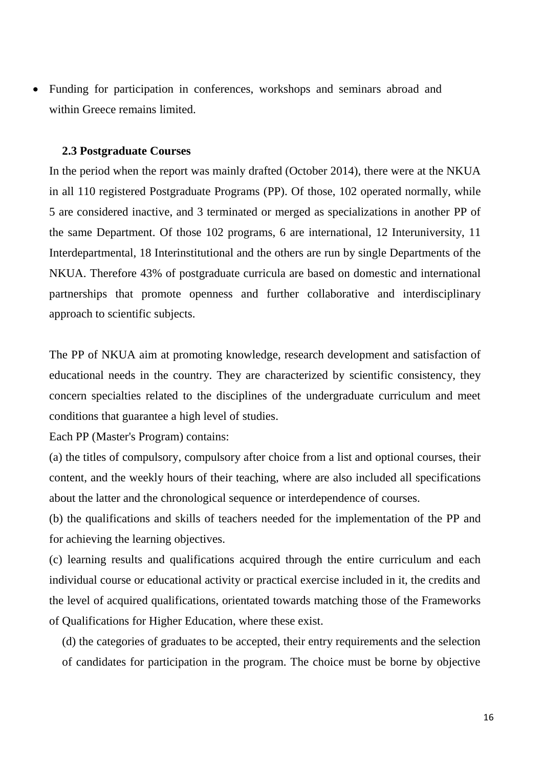- Funding for participation in conferences, workshops and seminars abroad and within Greece remains limited.

### 2.3 Postgraduate Courses

In the period when the report was mainly drafted (October 2014), there were at the NKUA in all 110 registered Postgraduate Programs (PP). Of those, 102 operated normally, while 5 are considered inactive, and 3 terminated or merged as specializations in another PP of the same Department. Of those 102 programs, 6 are international, 12 Interuniversity, 11 Interdepartmental, 18 Interinstitutional and the others are run by single Departments of the NKUA. Therefore 43% of postgraduate curricula are based on domestic and international partnerships that promote openness and further collaborative and interdisciplinary approach to scientific subjects.

The PP of NKUA aim at promoting knowledge, research development and satisfaction of educational needs in the country. They are characterized by scientific consistency, they concern specialties related to the disciplines of the undergraduate curriculum and meet conditions that guarantee a high level of studies.

Each PP (Master's Program) contains:

(a) the titles of compulsory, compulsory after choice from a list and optional courses, their content, and the weekly hours of their teaching, where are also included all specifications about the latter and the chronological sequence or interdependence of courses.

(b) the qualifications and skills of teachers needed for the implementation of the PP and for achieving the learning objectives.

(c) learning results and qualifications acquired through the entire curriculum and each individual course or educational activity or practical exercise included in it, the credits and the level of acquired qualifications, orientated towards matching those of the Frameworks of Qualifications for Higher Education, where these exist.

(d) the categories of graduates to be accepted, their entry requirements and the selection of candidates for participation in the program. The choice must be borne by objective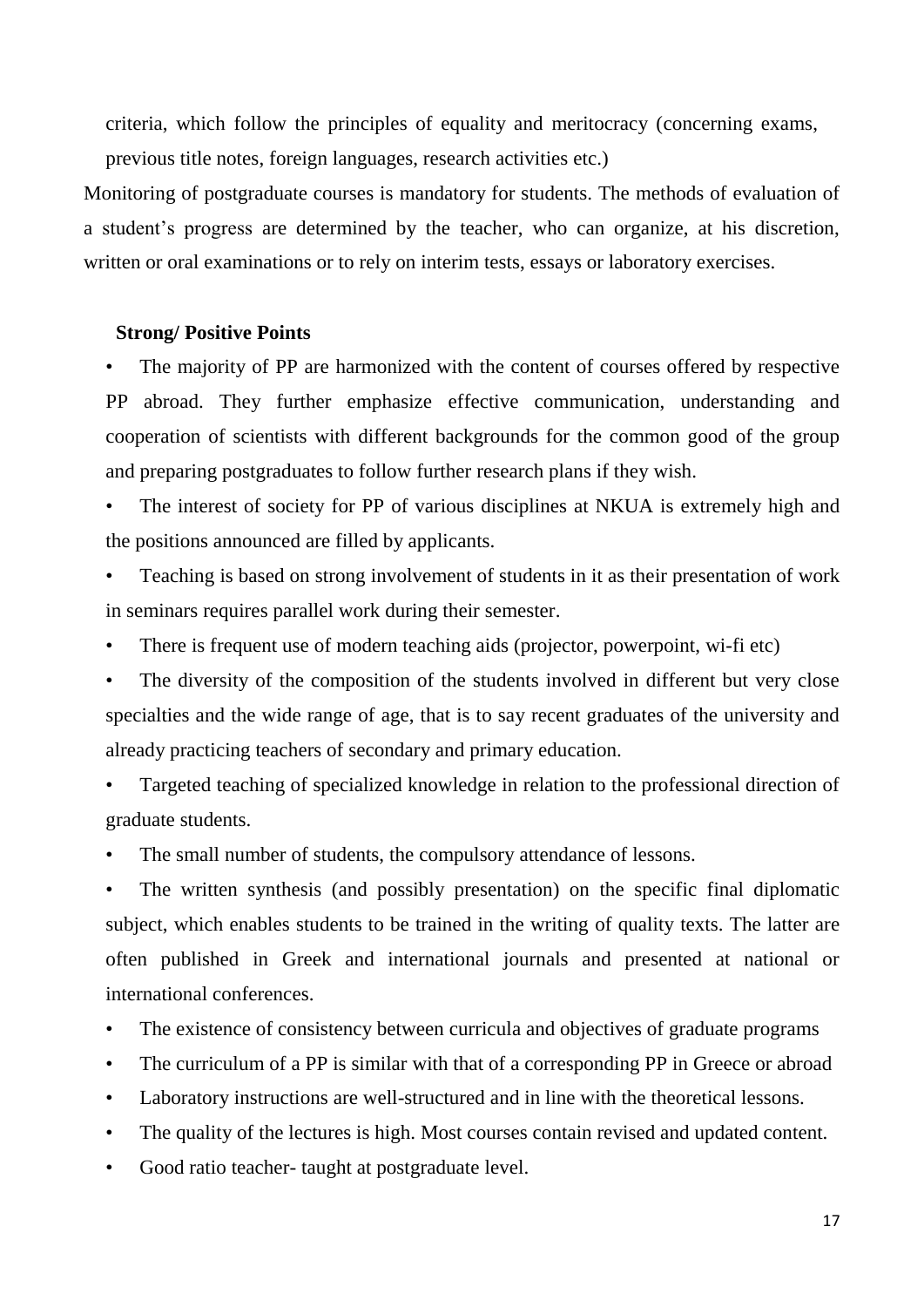criteria, which follow the principles of equality and meritocracy (concerning exams, previous title notes, foreign languages, research activities etc.)

Monitoring of postgraduate courses is mandatory for students. The methods of evaluation of a student's progress are determined by the teacher, who can organize, at his discretion, written or oral examinations or to rely on interim tests, essays or laboratory exercises.

**Strong/ Positive Points**

- The majority of PP are harmonized with the content of courses offered by respective PP abroad. They further emphasize effective communication, understanding and cooperation of scientists with different backgrounds for the common good of the group and preparing postgraduates to follow further research plans if they wish.
- The interest of society for PP of various disciplines at NKUA is extremely high and the positions announced are filled by applicants.
- Teaching is based on strong involvement of students in it as their presentation of work in seminars requires parallel work during their semester.
- There is frequent use of modern teaching aids (projector, powerpoint, wi-fi etc)
- The diversity of the composition of the students involved in different but very close specialties and the wide range of age, that is to say recent graduates of the university and already practicing teachers of secondary and primary education.
- Targeted teaching of specialized knowledge in relation to the professional direction of graduate students.
- The small number of students, the compulsory attendance of lessons.
- The written synthesis (and possibly presentation) on the specific final diplomatic subject, which enables students to be trained in the writing of quality texts. The latter are often published in Greek and international journals and presented at national or international conferences.
- The existence of consistency between curricula and objectives of graduate programs
- The curriculum of a PP is similar with that of a corresponding PP in Greece or abroad
- Laboratory instructions are well-structured and in line with the theoretical lessons.
- The quality of the lectures is high. Most courses contain revised and updated content.
- Good ratio teacher- taught at postgraduate level.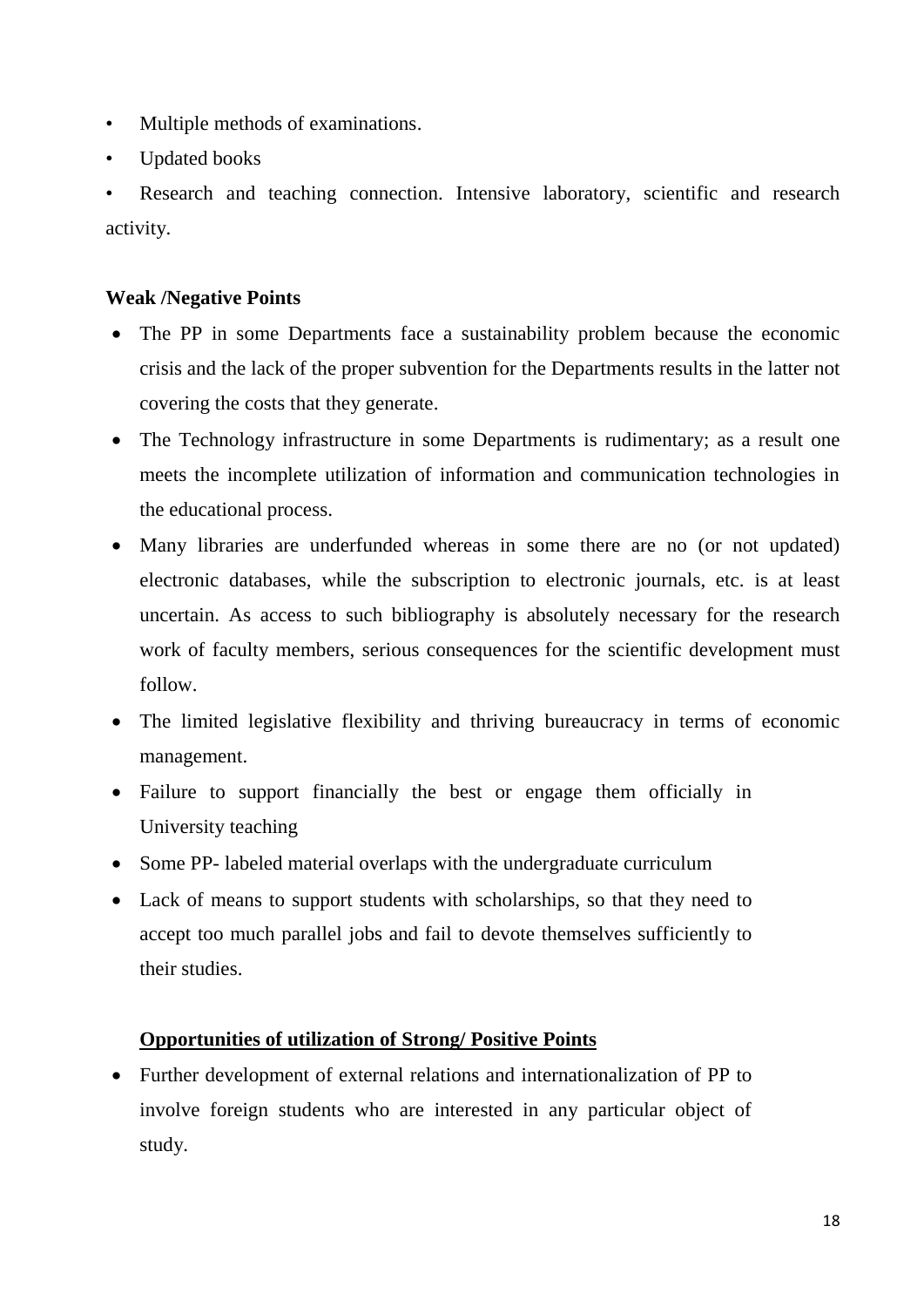- Multiple methods of examinations.
- Updated books
- Research and teaching connection. Intensive laboratory, scientific and research activity.

**Weak /Negative Points**

- The PP in some Departments face a sustainability problem because the economic crisis and the lack of the proper subvention for the Departments results in the latter not covering the costs that they generate.
- The Technology infrastructure in some Departments is rudimentary; as a result one meets the incomplete utilization of information and communication technologies in the educational process.
- Many libraries are underfunded whereas in some there are no (or not updated) electronic databases, while the subscription to electronic journals, etc. is at least uncertain. As access to such bibliography is absolutely necessary for the research work of faculty members, serious consequences for the scientific development must follow.
- The limited legislative flexibility and thriving bureaucracy in terms of economic management.
- Failure to support financially the best or engage them officially in University teaching
- Some PP- labeled material overlaps with the undergraduate curriculum
- Lack of means to support students with scholarships, so that they need to accept too much parallel jobs and fail to devote themselves sufficiently to their studies.

**Opportunities of utilization of Strong/ Positive Points**

- Further development of external relations and internationalization of PP to involve foreign students who are interested in any particular object of study.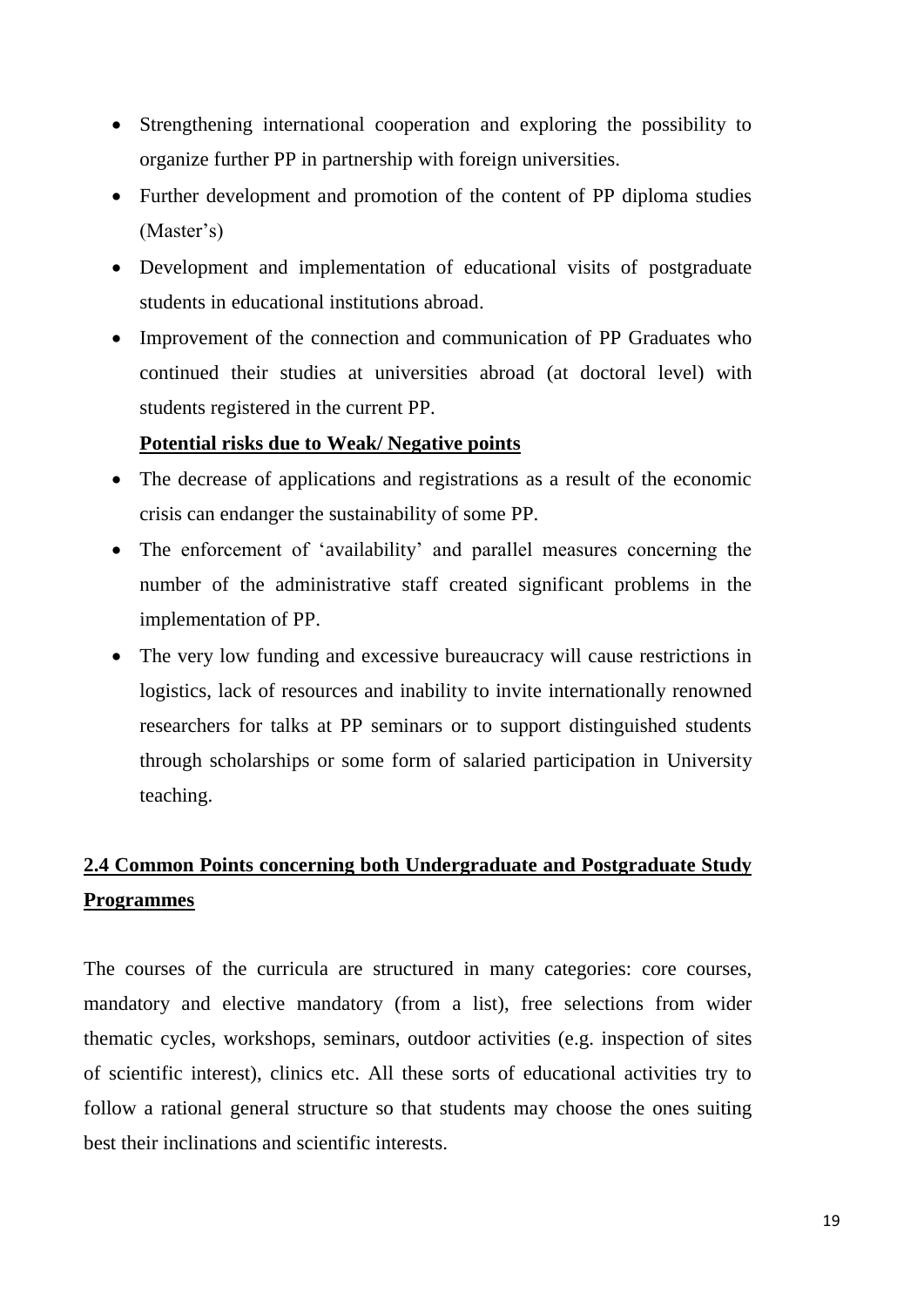- Strengthening international cooperation and exploring the possibility to organize further PP in partnership with foreign universities.
- Further development and promotion of the content of PP diploma studies (Master's)
- Development and implementation of educational visits of postgraduate students in educational institutions abroad.
- Improvement of the connection and communication of PP Graduates who continued their studies at universities abroad (at doctoral level) with students registered in the current PP.

**Potential risks due to Weak/ Negative points**

- The decrease of applications and registrations as a result of the economic crisis can endanger the sustainability of some PP.
- The enforcement of 'availability' and parallel measures concerning the number of the administrative staff created significant problems in the implementation of PP.
- The very low funding and excessive bureaucracy will cause restrictions in logistics, lack of resources and inability to invite internationally renowned researchers for talks at PP seminars or to support distinguished students through scholarships or some form of salaried participation in University teaching.

## 2.4 Common Points concerning both Undergraduate and Postgraduate Study Programmes

The courses of the curricula are structured in many categories: core courses, mandatory and elective mandatory (from a list), free selections from wider thematic cycles, workshops, seminars, outdoor activities (e.g. inspection of sites of scientific interest), clinics etc. All these sorts of educational activities try to follow a rational general structure so that students may choose the ones suiting best their inclinations and scientific interests.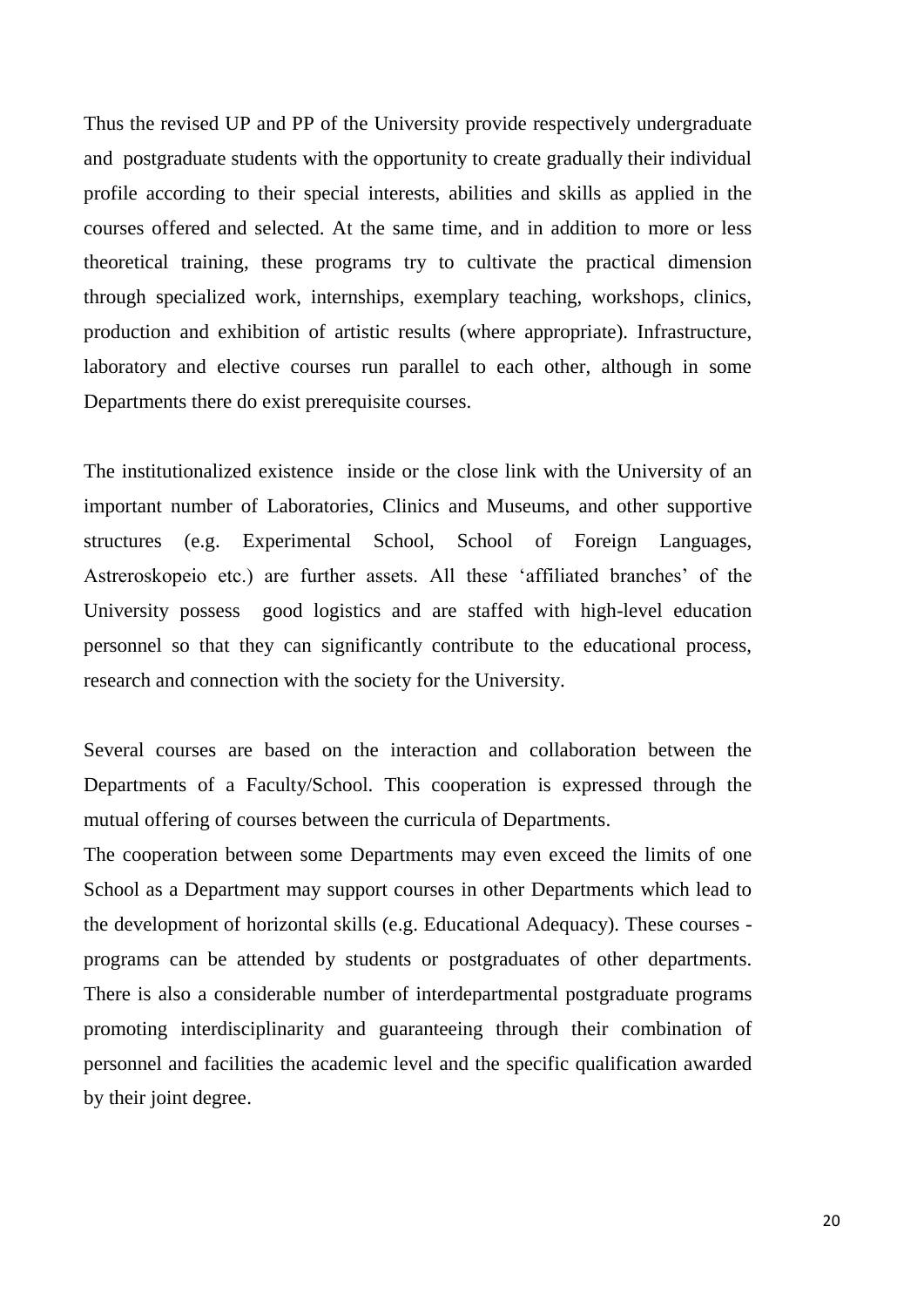Thus the revised UP and PP of the University provide respectively undergraduate and postgraduate students with the opportunity to create gradually their individual profile according to their special interests, abilities and skills as applied in the courses offered and selected. At the same time, and in addition to more or less theoretical training, these programs try to cultivate the practical dimension through specialized work, internships, exemplary teaching, workshops, clinics, production and exhibition of artistic results (where appropriate). Infrastructure, laboratory and elective courses run parallel to each other, although in some Departments there do exist prerequisite courses.

The institutionalized existence inside or the close link with the University of an important number of Laboratories, Clinics and Museums, and other supportive structures (e.g. Experimental School, School of Foreign Languages, Astreroskopeio etc.) are further assets. All these 'affiliated branches' of the University possess good logistics and are staffed with high-level education personnel so that they can significantly contribute to the educational process, research and connection with the society for the University.

Several courses are based on the interaction and collaboration between the Departments of a Faculty/School. This cooperation is expressed through the mutual offering of courses between the curricula of Departments.

The cooperation between some Departments may even exceed the limits of one School as a Department may support courses in other Departments which lead to the development of horizontal skills (e.g. Educational Adequacy). These courses - programs can be attended by students or postgraduates of other departments. There is also a considerable number of interdepartmental postgraduate programs promoting interdisciplinarity and guaranteeing through their combination of personnel and facilities the academic level and the specific qualification awarded by their joint degree.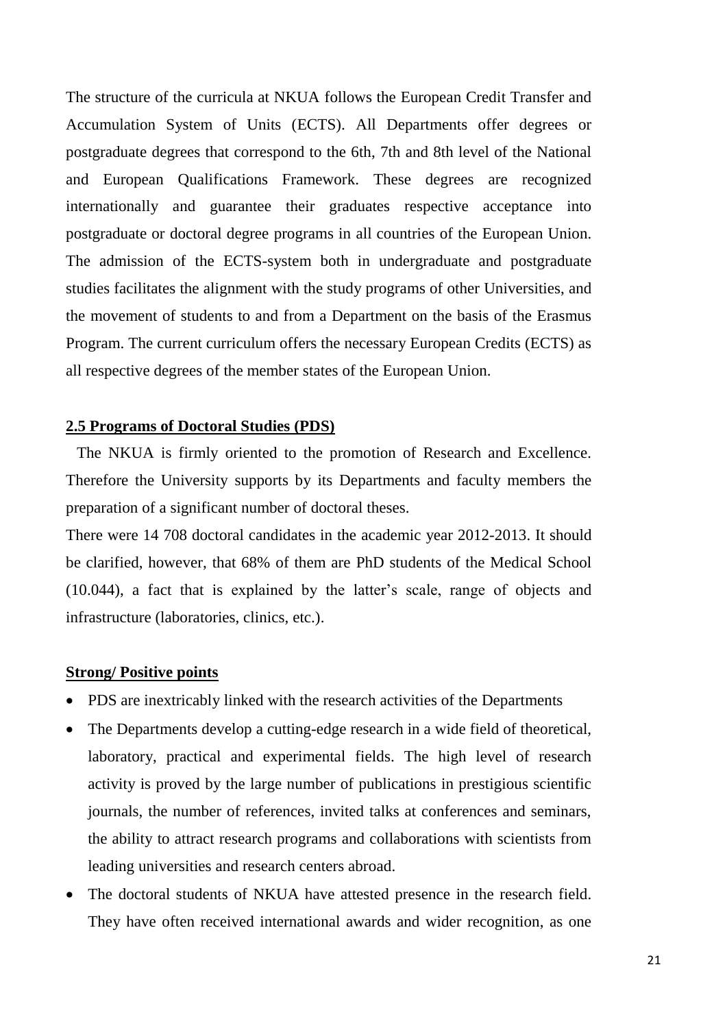The structure of the curricula at NKUA follows the European Credit Transfer and Accumulation System of Units (ECTS). All Departments offer degrees or postgraduate degrees that correspond to the 6th, 7th and 8th level of the National and European Qualifications Framework. These degrees are recognized internationally and guarantee their graduates respective acceptance into postgraduate or doctoral degree programs in all countries of the European Union. The admission of the ECTS-system both in undergraduate and postgraduate studies facilitates the alignment with the study programs of other Universities, and the movement of students to and from a Department on the basis of the Erasmus Program. The current curriculum offers the necessary European Credits (ECTS) as all respective degrees of the member states of the European Union.

## 2.5 Programs of Doctoral Studies (PDS)

The NKUA is firmly oriented to the promotion of Research and Excellence. Therefore the University supports by its Departments and faculty members the preparation of a significant number of doctoral theses.

There were 14 708 doctoral candidates in the academic year 2012-2013. It should be clarified, however, that 68% of them are PhD students of the Medical School (10.044), a fact that is explained by the latter's scale, range of objects and infrastructure (laboratories, clinics, etc.).

**Strong/ Positive points**

- PDS are inextricably linked with the research activities of the Departments
- The Departments develop a cutting-edge research in a wide field of theoretical, laboratory, practical and experimental fields. The high level of research activity is proved by the large number of publications in prestigious scientific journals, the number of references, invited talks at conferences and seminars, the ability to attract research programs and collaborations with scientists from leading universities and research centers abroad.
- The doctoral students of NKUA have attested presence in the research field. They have often received international awards and wider recognition, as one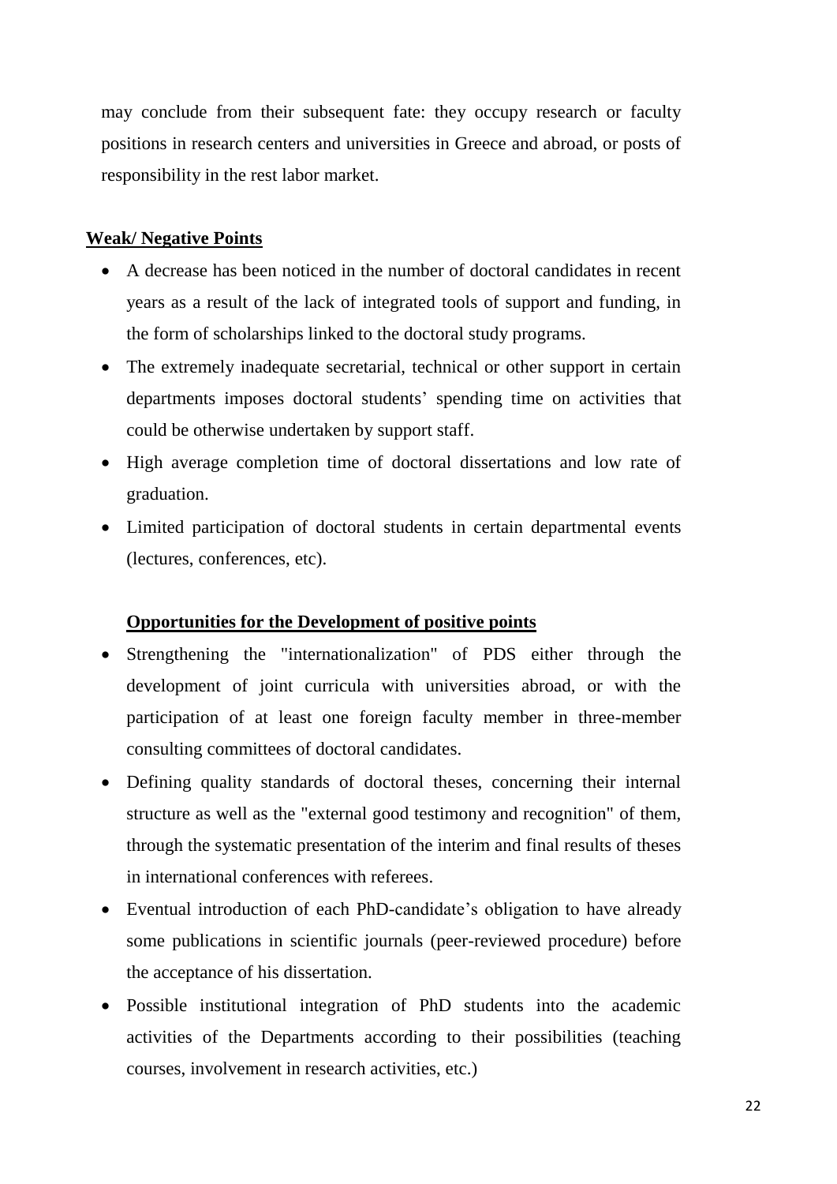may conclude from their subsequent fate: they occupy research or faculty positions in research centers and universities in Greece and abroad, or posts of responsibility in the rest labor market.

**Weak/ Negative Points**

- A decrease has been noticed in the number of doctoral candidates in recent years as a result of the lack of integrated tools of support and funding, in the form of scholarships linked to the doctoral study programs.
- The extremely inadequate secretarial, technical or other support in certain departments imposes doctoral students' spending time on activities that could be otherwise undertaken by support staff.
- High average completion time of doctoral dissertations and low rate of graduation.
- Limited participation of doctoral students in certain departmental events (lectures, conferences, etc).

**Opportunities for the Development of positive points**

- Strengthening the "internationalization" of PDS either through the development of joint curricula with universities abroad, or with the participation of at least one foreign faculty member in three-member consulting committees of doctoral candidates.
- Defining quality standards of doctoral theses, concerning their internal structure as well as the "external good testimony and recognition" of them, through the systematic presentation of the interim and final results of theses in international conferences with referees.
- Eventual introduction of each PhD-candidate's obligation to have already some publications in scientific journals (peer-reviewed procedure) before the acceptance of his dissertation.
- Possible institutional integration of PhD students into the academic activities of the Departments according to their possibilities (teaching courses, involvement in research activities, etc.)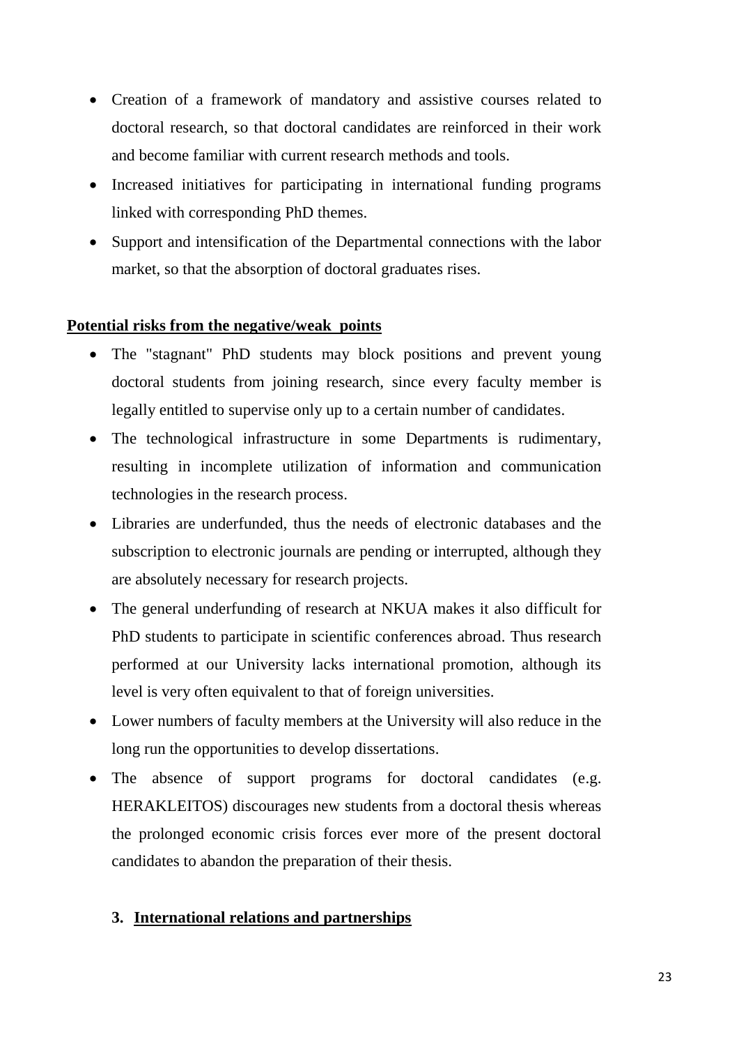- Creation of a framework of mandatory and assistive courses related to doctoral research, so that doctoral candidates are reinforced in their work and become familiar with current research methods and tools.
- Increased initiatives for participating in international funding programs linked with corresponding PhD themes.
- Support and intensification of the Departmental connections with the labor market, so that the absorption of doctoral graduates rises.

**Potential risks from the negative/weak points**

- The "stagnant" PhD students may block positions and prevent young doctoral students from joining research, since every faculty member is legally entitled to supervise only up to a certain number of candidates.
- The technological infrastructure in some Departments is rudimentary, resulting in incomplete utilization of information and communication technologies in the research process.
- Libraries are underfunded, thus the needs of electronic databases and the subscription to electronic journals are pending or interrupted, although they are absolutely necessary for research projects.
- The general underfunding of research at NKUA makes it also difficult for PhD students to participate in scientific conferences abroad. Thus research performed at our University lacks international promotion, although its level is very often equivalent to that of foreign universities.
- Lower numbers of faculty members at the University will also reduce in the long run the opportunities to develop dissertations.
- The absence of support programs for doctoral candidates (e.g. HERAKLEITOS) discourages new students from a doctoral thesis whereas the prolonged economic crisis forces ever more of the present doctoral candidates to abandon the preparation of their thesis.

## 3. International relations and partnerships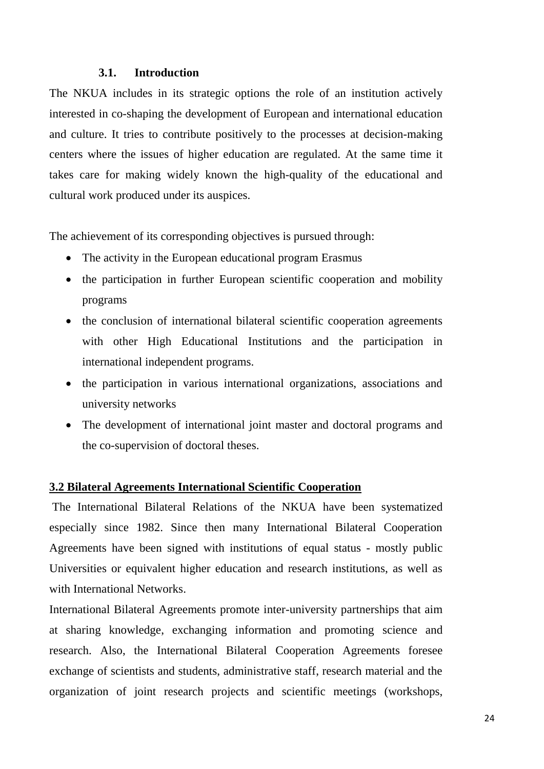### 3.1. Introduction

The NKUA includes in its strategic options the role of an institution actively interested in co-shaping the development of European and international education and culture. It tries to contribute positively to the processes at decision-making centers where the issues of higher education are regulated. At the same time it takes care for making widely known the high-quality of the educational and cultural work produced under its auspices.

The achievement of its corresponding objectives is pursued through:

- The activity in the European educational program Erasmus
- the participation in further European scientific cooperation and mobility programs
- the conclusion of international bilateral scientific cooperation agreements with other High Educational Institutions and the participation in international independent programs.
- the participation in various international organizations, associations and university networks
- The development of international joint master and doctoral programs and the co-supervision of doctoral theses.

### 3.2 Bilateral Agreements International Scientific Cooperation

The International Bilateral Relations of the NKUA have been systematized especially since 1982. Since then many International Bilateral Cooperation Agreements have been signed with institutions of equal status - mostly public Universities or equivalent higher education and research institutions, as well as with International Networks.

International Bilateral Agreements promote inter-university partnerships that aim at sharing knowledge, exchanging information and promoting science and research. Also, the International Bilateral Cooperation Agreements foresee exchange of scientists and students, administrative staff, research material and the organization of joint research projects and scientific meetings (workshops,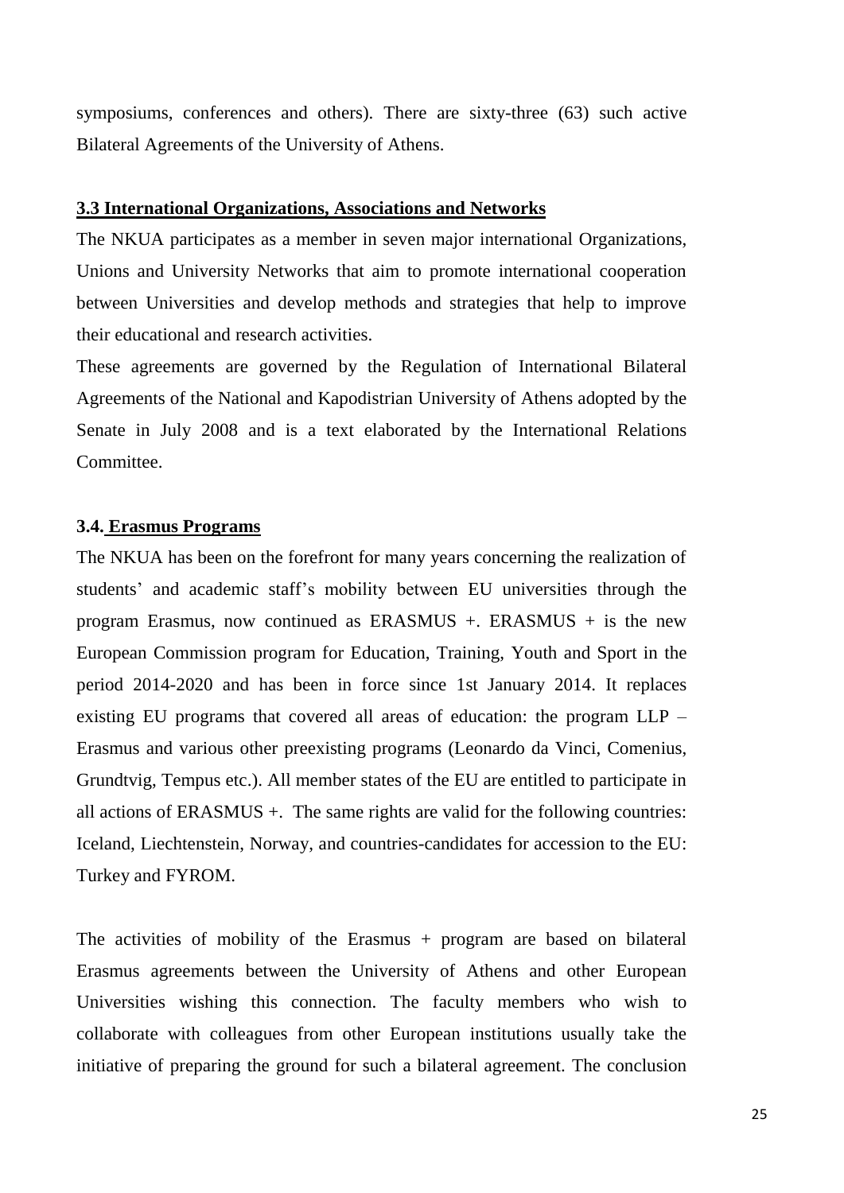symposiums, conferences and others). There are sixty-three (63) such active Bilateral Agreements of the University of Athens.

### 3.3 International Organizations, Associations and Networks

The NKUA participates as a member in seven major international Organizations, Unions and University Networks that aim to promote international cooperation between Universities and develop methods and strategies that help to improve their educational and research activities.

These agreements are governed by the Regulation of International Bilateral Agreements of the National and Kapodistrian University of Athens adopted by the Senate in July 2008 and is a text elaborated by the International Relations Committee.

### 3.4. Erasmus Programs

The NKUA has been on the forefront for many years concerning the realization of students' and academic staff's mobility between EU universities through the program Erasmus, now continued as ERASMUS +. ERASMUS + is the new European Commission program for Education, Training, Youth and Sport in the period 2014-2020 and has been in force since 1st January 2014. It replaces existing EU programs that covered all areas of education: the program LLP – Erasmus and various other preexisting programs (Leonardo da Vinci, Comenius, Grundtvig, Tempus etc.). All member states of the EU are entitled to participate in all actions of ERASMUS +. The same rights are valid for the following countries: Iceland, Liechtenstein, Norway, and countries-candidates for accession to the EU: Turkey and FYROM.

The activities of mobility of the Erasmus + program are based on bilateral Erasmus agreements between the University of Athens and other European Universities wishing this connection. The faculty members who wish to collaborate with colleagues from other European institutions usually take the initiative of preparing the ground for such a bilateral agreement. The conclusion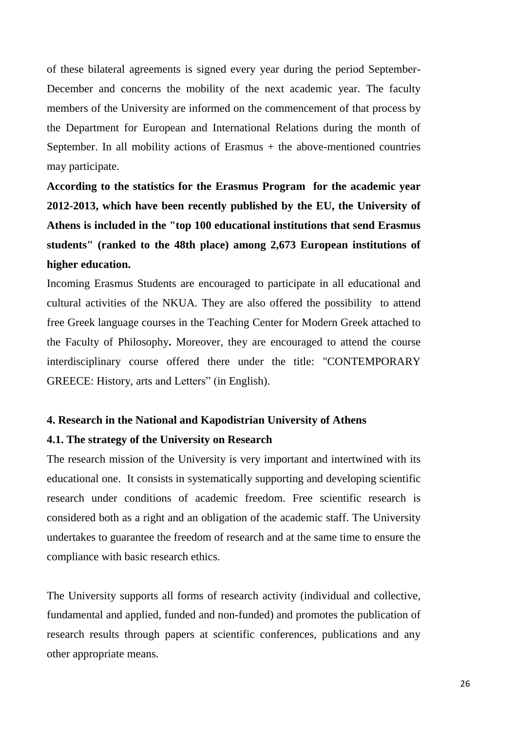of these bilateral agreements is signed every year during the period September-December and concerns the mobility of the next academic year. The faculty members of the University are informed on the commencement of that process by the Department for European and International Relations during the month of September. In all mobility actions of Erasmus + the above-mentioned countries may participate.

**According to the statistics for the Erasmus Program for the academic year 2012-2013, which have been recently published by the EU, the University of Athens is included in the "top 100 educational institutions that send Erasmus students" (ranked to the 48th place) among 2,673 European institutions of higher education.**

Incoming Erasmus Students are encouraged to participate in all educational and cultural activities of the NKUA. They are also offered the possibility to attend free Greek language courses in the Teaching Center for Modern Greek attached to the Faculty of Philosophy**.** Moreover, they are encouraged to attend the course interdisciplinary course offered there under the title: "CONTEMPORARY GREECE: History, arts and Letters" (in English).

## 4. Research in the National and Kapodistrian University of Athens

### 4.1. The strategy of the University on Research

The research mission of the University is very important and intertwined with its educational one. It consists in systematically supporting and developing scientific research under conditions of academic freedom. Free scientific research is considered both as a right and an obligation of the academic staff. The University undertakes to guarantee the freedom of research and at the same time to ensure the compliance with basic research ethics.

The University supports all forms of research activity (individual and collective, fundamental and applied, funded and non-funded) and promotes the publication of research results through papers at scientific conferences, publications and any other appropriate means.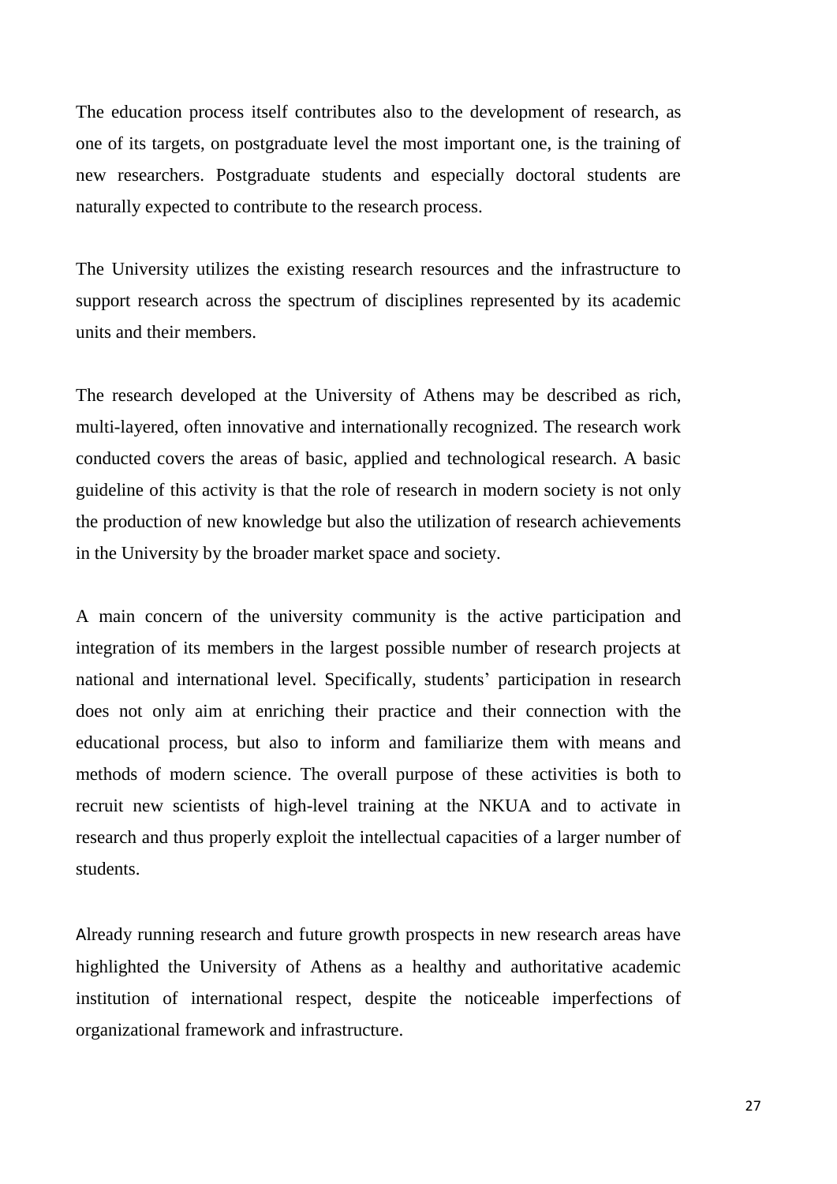The education process itself contributes also to the development of research, as one of its targets, on postgraduate level the most important one, is the training of new researchers. Postgraduate students and especially doctoral students are naturally expected to contribute to the research process.

The University utilizes the existing research resources and the infrastructure to support research across the spectrum of disciplines represented by its academic units and their members.

The research developed at the University of Athens may be described as rich, multi-layered, often innovative and internationally recognized. The research work conducted covers the areas of basic, applied and technological research. A basic guideline of this activity is that the role of research in modern society is not only the production of new knowledge but also the utilization of research achievements in the University by the broader market space and society.

A main concern of the university community is the active participation and integration of its members in the largest possible number of research projects at national and international level. Specifically, students' participation in research does not only aim at enriching their practice and their connection with the educational process, but also to inform and familiarize them with means and methods of modern science. The overall purpose of these activities is both to recruit new scientists of high-level training at the NKUA and to activate in research and thus properly exploit the intellectual capacities of a larger number of students.

Already running research and future growth prospects in new research areas have highlighted the University of Athens as a healthy and authoritative academic institution of international respect, despite the noticeable imperfections of organizational framework and infrastructure.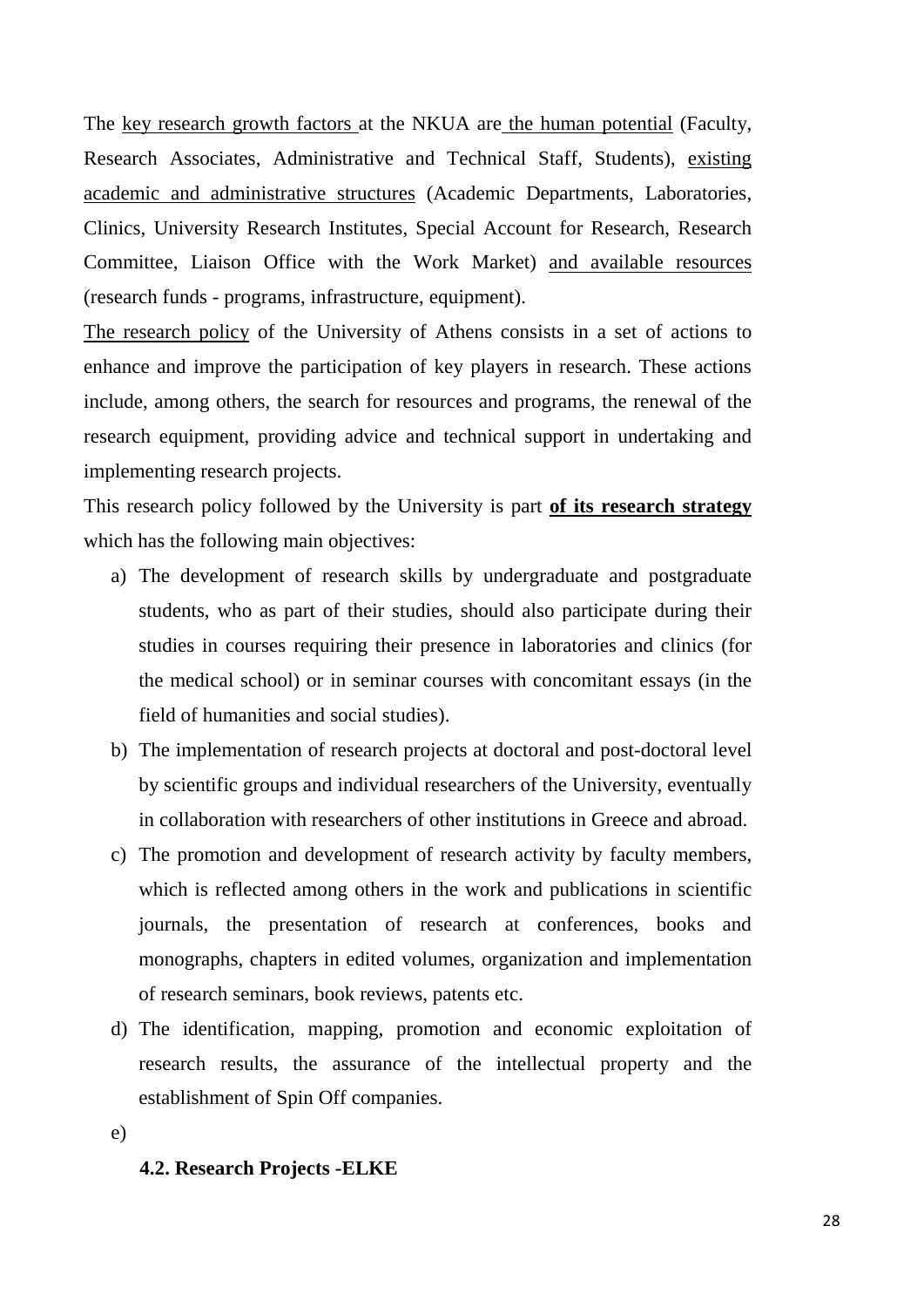The key research growth factors at the NKUA are the human potential (Faculty, Research Associates, Administrative and Technical Staff, Students), existing academic and administrative structures (Academic Departments, Laboratories, Clinics, University Research Institutes, Special Account for Research, Research Committee, Liaison Office with the Work Market) and available resources (research funds - programs, infrastructure, equipment).

The research policy of the University of Athens consists in a set of actions to enhance and improve the participation of key players in research. These actions include, among others, the search for resources and programs, the renewal of the research equipment, providing advice and technical support in undertaking and implementing research projects.

This research policy followed by the University is part **of its research strategy** which has the following main objectives:

a) The development of research skills by undergraduate and postgraduate students, who as part of their studies, should also participate during their studies in courses requiring their presence in laboratories and clinics (for the medical school) or in seminar courses with concomitant essays (in the field of humanities and social studies).
b) The implementation of research projects at doctoral and post-doctoral level by scientific groups and individual researchers of the University, eventually in collaboration with researchers of other institutions in Greece and abroad.
c) The promotion and development of research activity by faculty members, which is reflected among others in the work and publications in scientific journals, the presentation of research at conferences, books and monographs, chapters in edited volumes, organization and implementation of research seminars, book reviews, patents etc.
d) The identification, mapping, promotion and economic exploitation of research results, the assurance of the intellectual property and the establishment of Spin Off companies.
e)

### 4.2. Research Projects -ELKE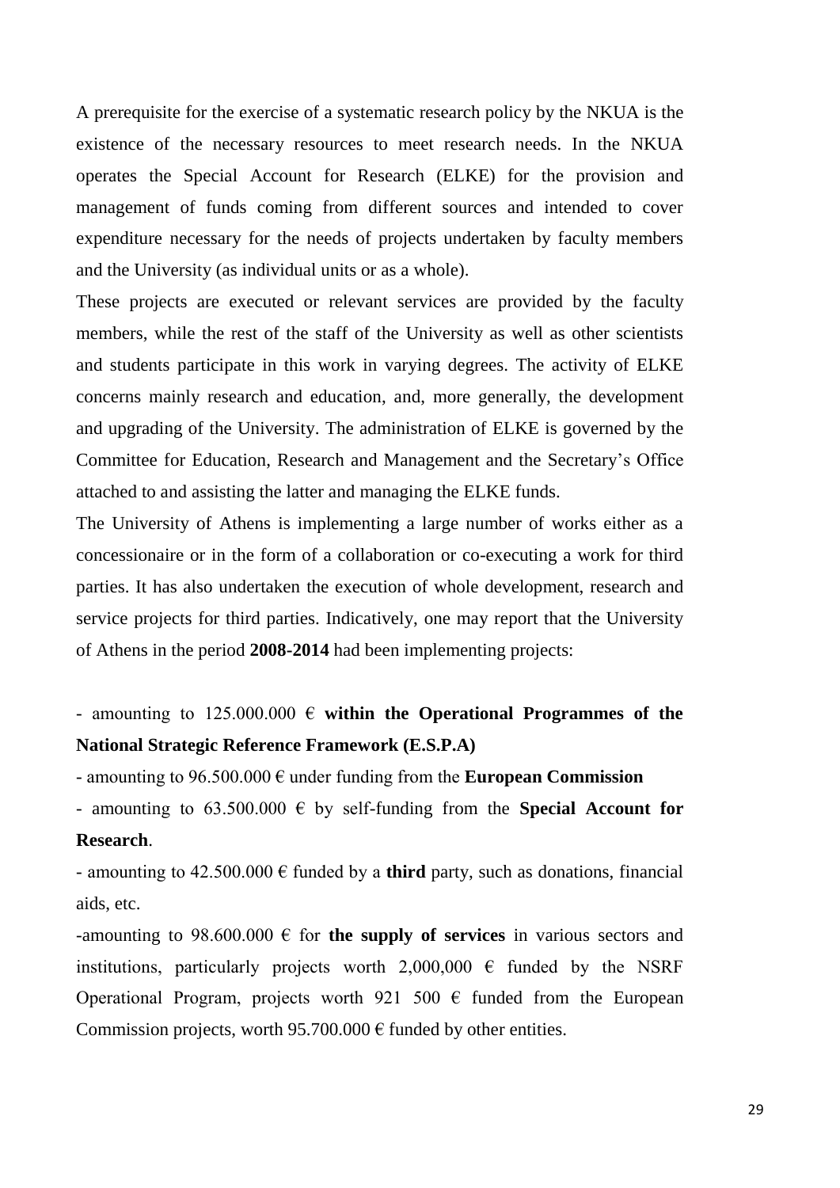A prerequisite for the exercise of a systematic research policy by the NKUA is the existence of the necessary resources to meet research needs. In the NKUA operates the Special Account for Research (ELKE) for the provision and management of funds coming from different sources and intended to cover expenditure necessary for the needs of projects undertaken by faculty members and the University (as individual units or as a whole).

These projects are executed or relevant services are provided by the faculty members, while the rest of the staff of the University as well as other scientists and students participate in this work in varying degrees. The activity of ELKE concerns mainly research and education, and, more generally, the development and upgrading of the University. The administration of ELKE is governed by the Committee for Education, Research and Management and the Secretary's Office attached to and assisting the latter and managing the ELKE funds.

The University of Athens is implementing a large number of works either as a concessionaire or in the form of a collaboration or co-executing a work for third parties. It has also undertaken the execution of whole development, research and service projects for third parties. Indicatively, one may report that the University of Athens in the period **2008-2014** had been implementing projects:

- amounting to 125.000.000 € **within the Operational Programmes of the National Strategic Reference Framework (E.S.P.A)**
- amounting to 96.500.000 € under funding from the **European Commission**
- amounting to 63.500.000 € by self-funding from the **Special Account for Research**.
- amounting to 42.500.000 € funded by a **third** party, such as donations, financial aids, etc.

-amounting to 98.600.000 € for **the supply of services** in various sectors and institutions, particularly projects worth 2,000,000 € funded by the NSRF Operational Program, projects worth 921 500 € funded from the European Commission projects, worth 95.700.000 € funded by other entities.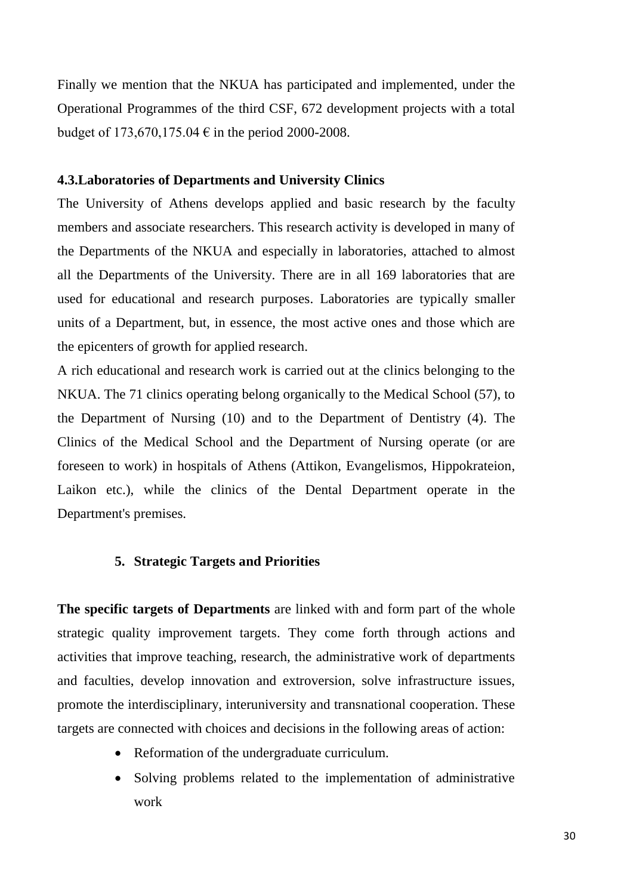Finally we mention that the NKUA has participated and implemented, under the Operational Programmes of the third CSF, 672 development projects with a total budget of 173,670,175.04 € in the period 2000-2008.

### 4.3.Laboratories of Departments and University Clinics

The University of Athens develops applied and basic research by the faculty members and associate researchers. This research activity is developed in many of the Departments of the NKUA and especially in laboratories, attached to almost all the Departments of the University. There are in all 169 laboratories that are used for educational and research purposes. Laboratories are typically smaller units of a Department, but, in essence, the most active ones and those which are the epicenters of growth for applied research.

A rich educational and research work is carried out at the clinics belonging to the NKUA. The 71 clinics operating belong organically to the Medical School (57), to the Department of Nursing (10) and to the Department of Dentistry (4). The Clinics of the Medical School and the Department of Nursing operate (or are foreseen to work) in hospitals of Athens (Attikon, Evangelismos, Hippokrateion, Laikon etc.), while the clinics of the Dental Department operate in the Department's premises.

## 5. Strategic Targets and Priorities

**The specific targets of Departments** are linked with and form part of the whole strategic quality improvement targets. They come forth through actions and activities that improve teaching, research, the administrative work of departments and faculties, develop innovation and extroversion, solve infrastructure issues, promote the interdisciplinary, interuniversity and transnational cooperation. These targets are connected with choices and decisions in the following areas of action:

- Reformation of the undergraduate curriculum.
- Solving problems related to the implementation of administrative work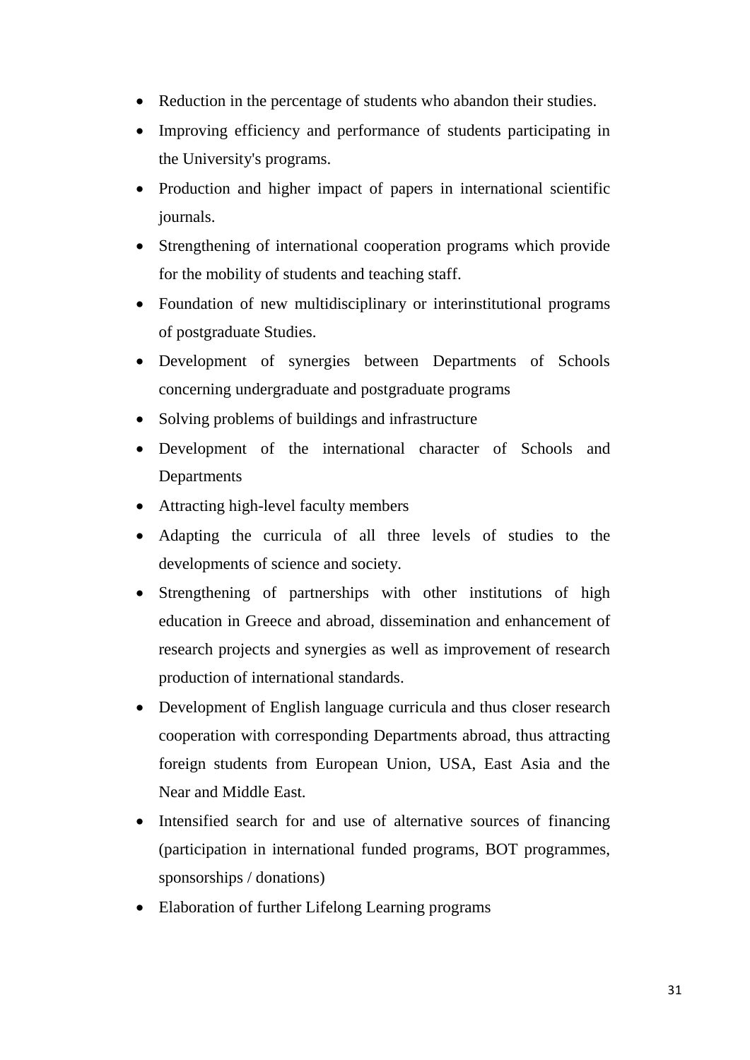- Reduction in the percentage of students who abandon their studies.
- Improving efficiency and performance of students participating in the University's programs.
- Production and higher impact of papers in international scientific journals.
- Strengthening of international cooperation programs which provide for the mobility of students and teaching staff.
- Foundation of new multidisciplinary or interinstitutional programs of postgraduate Studies.
- Development of synergies between Departments of Schools concerning undergraduate and postgraduate programs
- Solving problems of buildings and infrastructure
- Development of the international character of Schools and Departments
- Attracting high-level faculty members
- Adapting the curricula of all three levels of studies to the developments of science and society.
- Strengthening of partnerships with other institutions of high education in Greece and abroad, dissemination and enhancement of research projects and synergies as well as improvement of research production of international standards.
- Development of English language curricula and thus closer research cooperation with corresponding Departments abroad, thus attracting foreign students from European Union, USA, East Asia and the Near and Middle East.
- Intensified search for and use of alternative sources of financing (participation in international funded programs, BOT programmes, sponsorships / donations)
- Elaboration of further Lifelong Learning programs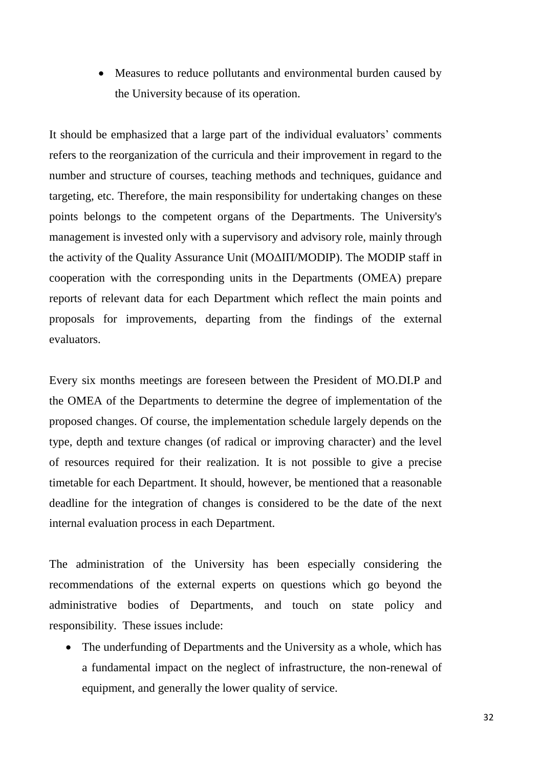- Measures to reduce pollutants and environmental burden caused by the University because of its operation.

It should be emphasized that a large part of the individual evaluators' comments refers to the reorganization of the curricula and their improvement in regard to the number and structure of courses, teaching methods and techniques, guidance and targeting, etc. Therefore, the main responsibility for undertaking changes on these points belongs to the competent organs of the Departments. The University's management is invested only with a supervisory and advisory role, mainly through the activity of the Quality Assurance Unit (ΜΟΔΙΠ/MODIP). The MODIP staff in cooperation with the corresponding units in the Departments (OMEA) prepare reports of relevant data for each Department which reflect the main points and proposals for improvements, departing from the findings of the external evaluators.

Every six months meetings are foreseen between the President of MO.DI.P and the OMEA of the Departments to determine the degree of implementation of the proposed changes. Of course, the implementation schedule largely depends on the type, depth and texture changes (of radical or improving character) and the level of resources required for their realization. It is not possible to give a precise timetable for each Department. It should, however, be mentioned that a reasonable deadline for the integration of changes is considered to be the date of the next internal evaluation process in each Department.

The administration of the University has been especially considering the recommendations of the external experts on questions which go beyond the administrative bodies of Departments, and touch on state policy and responsibility. These issues include:

- The underfunding of Departments and the University as a whole, which has a fundamental impact on the neglect of infrastructure, the non-renewal of equipment, and generally the lower quality of service.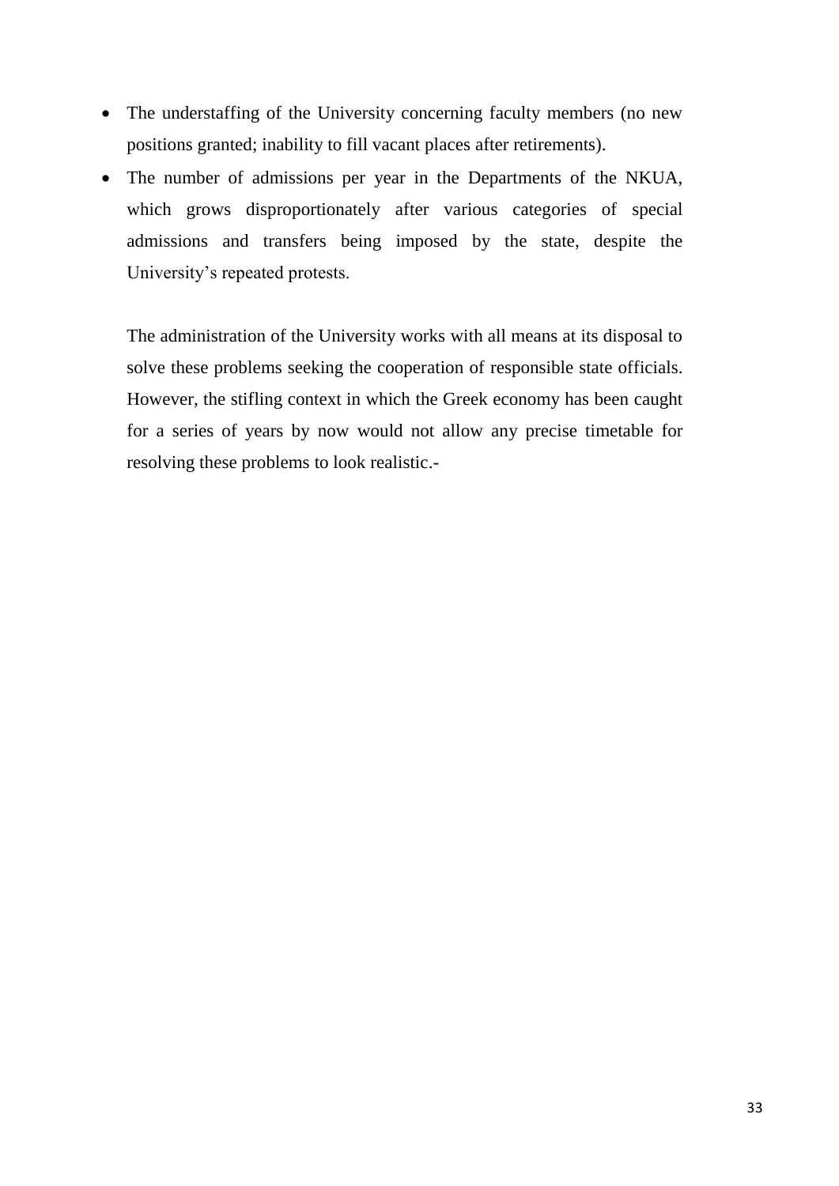- The understaffing of the University concerning faculty members (no new positions granted; inability to fill vacant places after retirements).
- The number of admissions per year in the Departments of the NKUA, which grows disproportionately after various categories of special admissions and transfers being imposed by the state, despite the University's repeated protests.

The administration of the University works with all means at its disposal to solve these problems seeking the cooperation of responsible state officials. However, the stifling context in which the Greek economy has been caught for a series of years by now would not allow any precise timetable for resolving these problems to look realistic.-